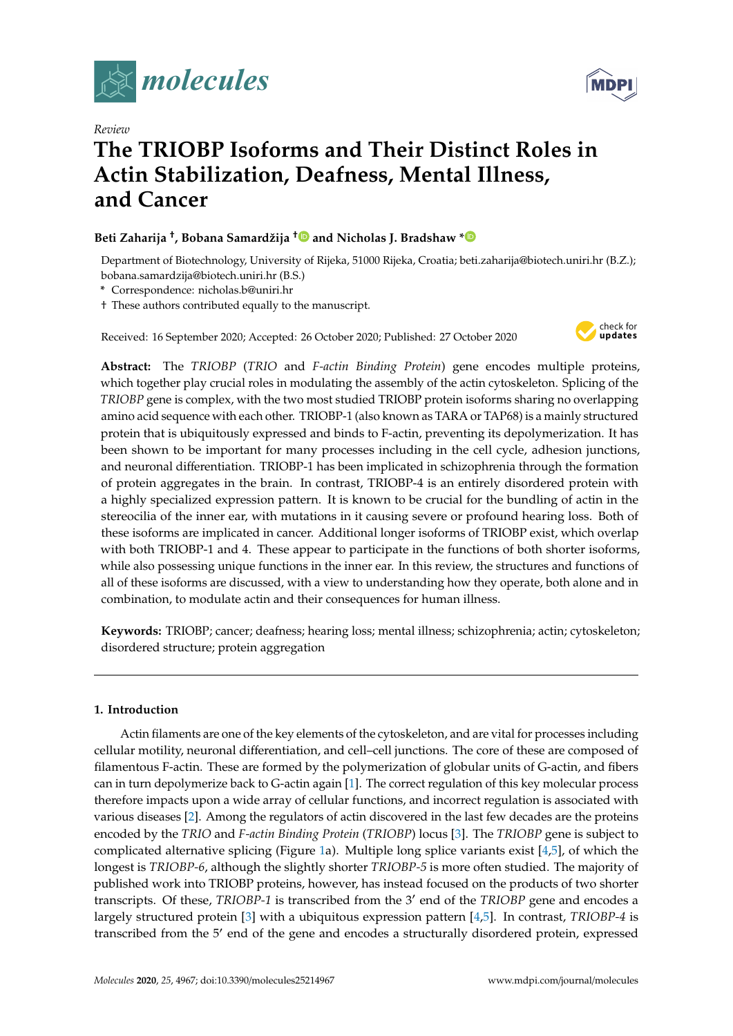*molecules*

Review

# The TRIOBP Isoforms and Their Distinct Roles in Actin Stabilization, Deafness, Mental Illness, and Cancer

**Beti Zaharija †, Bobana Samardžija † and Nicholas J. Bradshaw ***

Department of Biotechnology, University of Rijeka, 51000 Rijeka, Croatia; beti.zaharija@biotech.uniri.hr (B.Z.); bobana.samardzija@biotech.uniri.hr (B.S.)

\* Correspondence: nicholas.b@uniri.hr

† These authors contributed equally to the manuscript.

Received: 16 September 2020; Accepted: 26 October 2020; Published: 27 October 2020

**Abstract:** The *TRIOBP* (*TRIO* and *F-actin Binding Protein*) gene encodes multiple proteins, which together play crucial roles in modulating the assembly of the actin cytoskeleton. Splicing of the *TRIOBP* gene is complex, with the two most studied TRIOBP protein isoforms sharing no overlapping amino acid sequence with each other. TRIOBP-1 (also known as TARA or TAP68) is a mainly structured protein that is ubiquitously expressed and binds to F-actin, preventing its depolymerization. It has been shown to be important for many processes including in the cell cycle, adhesion junctions, and neuronal differentiation. TRIOBP-1 has been implicated in schizophrenia through the formation of protein aggregates in the brain. In contrast, TRIOBP-4 is an entirely disordered protein with a highly specialized expression pattern. It is known to be crucial for the bundling of actin in the stereocilia of the inner ear, with mutations in it causing severe or profound hearing loss. Both of these isoforms are implicated in cancer. Additional longer isoforms of TRIOBP exist, which overlap with both TRIOBP-1 and 4. These appear to participate in the functions of both shorter isoforms, while also possessing unique functions in the inner ear. In this review, the structures and functions of all of these isoforms are discussed, with a view to understanding how they operate, both alone and in combination, to modulate actin and their consequences for human illness.

**Keywords:** TRIOBP; cancer; deafness; hearing loss; mental illness; schizophrenia; actin; cytoskeleton; disordered structure; protein aggregation

## 1. Introduction

Actin filaments are one of the key elements of the cytoskeleton, and are vital for processes including cellular motility, neuronal differentiation, and cell–cell junctions. The core of these are composed of filamentous F-actin. These are formed by the polymerization of globular units of G-actin, and fibers can in turn depolymerize back to G-actin again [1]. The correct regulation of this key molecular process therefore impacts upon a wide array of cellular functions, and incorrect regulation is associated with various diseases [2]. Among the regulators of actin discovered in the last few decades are the proteins encoded by the *TRIO* and *F-actin Binding Protein* (*TRIOBP*) locus [3]. The *TRIOBP* gene is subject to complicated alternative splicing (Figure 1a). Multiple long splice variants exist [4,5], of which the longest is *TRIOBP-6*, although the slightly shorter *TRIOBP-5* is more often studied. The majority of published work into TRIOBP proteins, however, has instead focused on the products of two shorter transcripts. Of these, *TRIOBP-1* is transcribed from the 3′ end of the *TRIOBP* gene and encodes a largely structured protein [3] with a ubiquitous expression pattern [4,5]. In contrast, *TRIOBP-4* is transcribed from the 5′ end of the gene and encodes a structurally disordered protein, expressed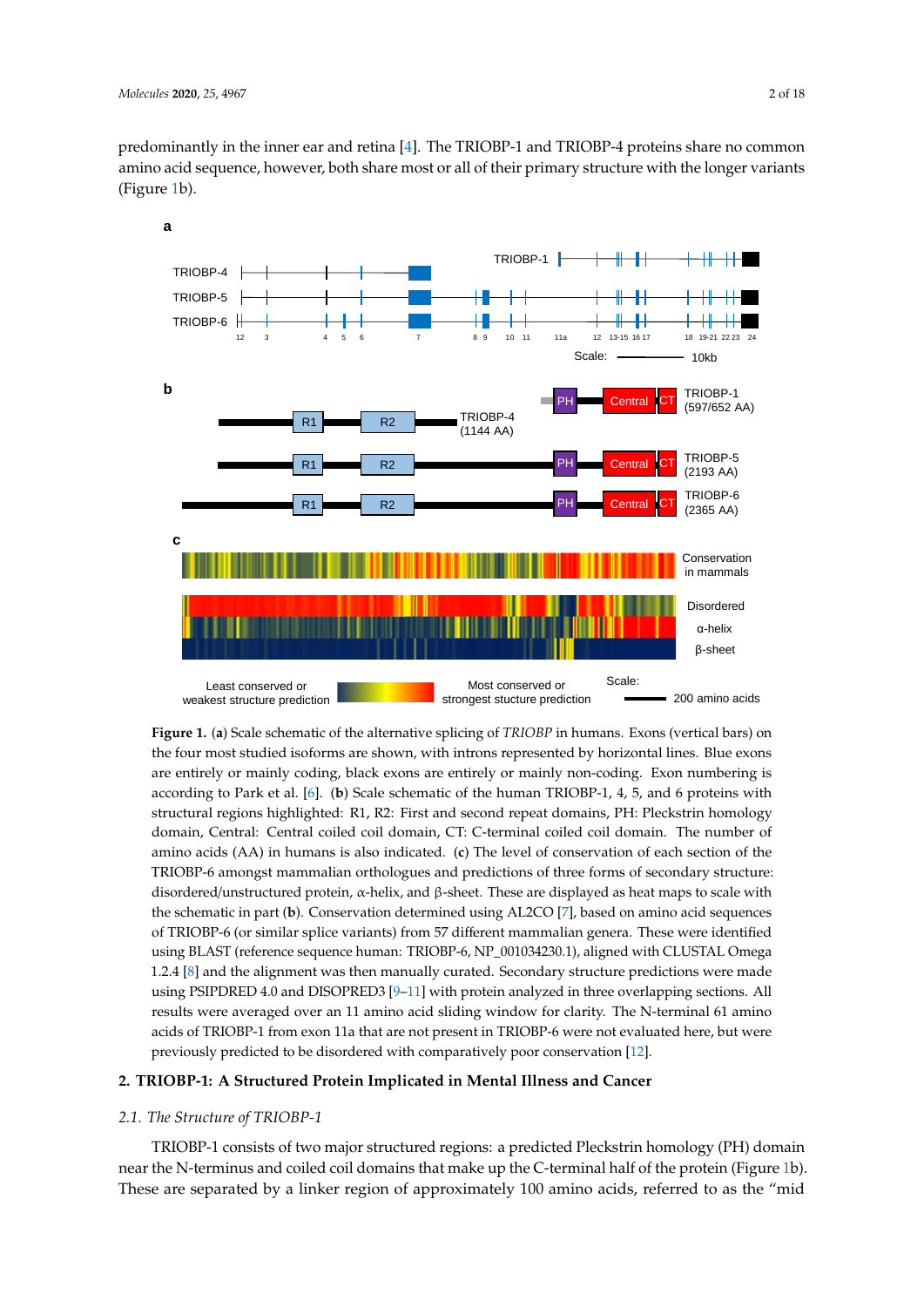predominantly in the inner ear and retina [4]. The TRIOBP-1 and TRIOBP-4 proteins share no common amino acid sequence, however, both share most or all of their primary structure with the longer variants (Figure 1b).

a

TRIOBP-1

TRIOBP-4

TRIOBP-5

TRIOBP-6

12 3 4 5 6 7 8 9 10 11 11a 12 13-15 16 17 18 19-21 22 23 24

Scale: 10kb

b

R1 R2 TRIOBP-4 (1144 AA)

PH Central CT TRIOBP-1 (597/652 AA)

R1 R2 PH Central CT TRIOBP-5 (2193 AA)

R1 R2 PH Central CT TRIOBP-6 (2365 AA)

c

Conservation in mammals

Disordered

α-helix

β-sheet

Least conserved or weakest structure prediction

Most conserved or strongest stucture prediction

Scale:

200 amino acids

**Figure 1.** (**a**) Scale schematic of the alternative splicing of *TRIOBP* in humans. Exons (vertical bars) on the four most studied isoforms are shown, with introns represented by horizontal lines. Blue exons are entirely or mainly coding, black exons are entirely or mainly non-coding. Exon numbering is according to Park et al. [6]. (**b**) Scale schematic of the human TRIOBP-1, 4, 5, and 6 proteins with structural regions highlighted: R1, R2: First and second repeat domains, PH: Pleckstrin homology domain, Central: Central coiled coil domain, CT: C-terminal coiled coil domain. The number of amino acids (AA) in humans is also indicated. (**c**) The level of conservation of each section of the TRIOBP-6 amongst mammalian orthologues and predictions of three forms of secondary structure: disordered/unstructured protein, α-helix, and β-sheet. These are displayed as heat maps to scale with the schematic in part (**b**). Conservation determined using AL2CO [7], based on amino acid sequences of TRIOBP-6 (or similar splice variants) from 57 different mammalian genera. These were identified using BLAST (reference sequence human: TRIOBP-6, NP_001034230.1), aligned with CLUSTAL Omega 1.2.4 [8] and the alignment was then manually curated. Secondary structure predictions were made using PSIPDRED 4.0 and DISOPRED3 [9–11] with protein analyzed in three overlapping sections. All results were averaged over an 11 amino acid sliding window for clarity. The N-terminal 61 amino acids of TRIOBP-1 from exon 11a that are not present in TRIOBP-6 were not evaluated here, but were previously predicted to be disordered with comparatively poor conservation [12].

## 2. TRIOBP-1: A Structured Protein Implicated in Mental Illness and Cancer

### *2.1. The Structure of TRIOBP-1*

TRIOBP-1 consists of two major structured regions: a predicted Pleckstrin homology (PH) domain near the N-terminus and coiled coil domains that make up the C-terminal half of the protein (Figure 1b). These are separated by a linker region of approximately 100 amino acids, referred to as the "mid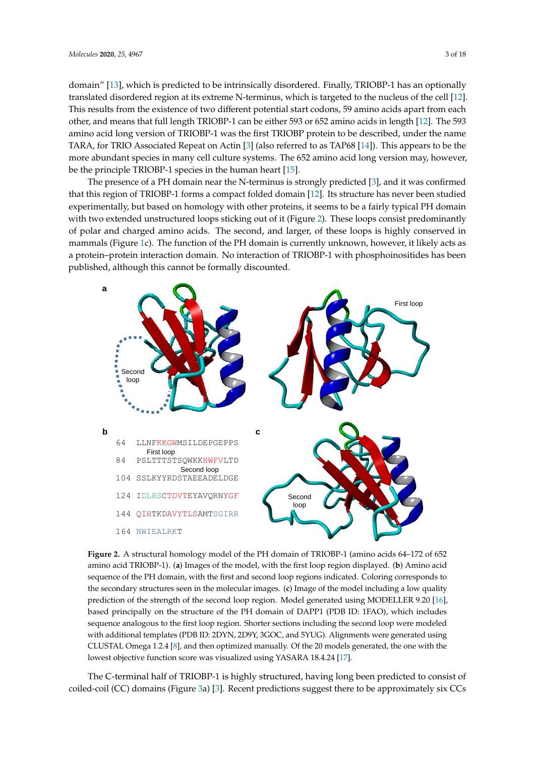domain" [13], which is predicted to be intrinsically disordered. Finally, TRIOBP-1 has an optionally translated disordered region at its extreme N-terminus, which is targeted to the nucleus of the cell [12]. This results from the existence of two different potential start codons, 59 amino acids apart from each other, and means that full length TRIOBP-1 can be either 593 or 652 amino acids in length [12]. The 593 amino acid long version of TRIOBP-1 was the first TRIOBP protein to be described, under the name TARA, for TRIO Associated Repeat on Actin [3] (also referred to as TAP68 [14]). This appears to be the more abundant species in many cell culture systems. The 652 amino acid long version may, however, be the principle TRIOBP-1 species in the human heart [15].

The presence of a PH domain near the N-terminus is strongly predicted [3], and it was confirmed that this region of TRIOBP-1 forms a compact folded domain [12]. Its structure has never been studied experimentally, but based on homology with other proteins, it seems to be a fairly typical PH domain with two extended unstructured loops sticking out of it (Figure 2). These loops consist predominantly of polar and charged amino acids. The second, and larger, of these loops is highly conserved in mammals (Figure 1c). The function of the PH domain is currently unknown, however, it likely acts as a protein–protein interaction domain. No interaction of TRIOBP-1 with phosphoinositides has been published, although this cannot be formally discounted.

a

Second loop

First loop

b

```
64   LLNFKKGWMSILDEPGEPPS
       First loop
84   PSLTTTSTSQWKKHWFVLTD
             Second loop
104  SSLKYYRDSTAEEADELDGE
124  IDLRSCTDVTEYAVQRNYGF
144  QIHTKDAVYTLSAMTSGIRR
164  NWIEALRKT
```

c

Second loop

**Figure 2.** A structural homology model of the PH domain of TRIOBP-1 (amino acids 64–172 of 652 amino acid TRIOBP-1). (**a**) Images of the model, with the first loop region displayed. (**b**) Amino acid sequence of the PH domain, with the first and second loop regions indicated. Coloring corresponds to the secondary structures seen in the molecular images. (**c**) Image of the model including a low quality prediction of the strength of the second loop region. Model generated using MODELLER 9.20 [16], based principally on the structure of the PH domain of DAPP1 (PDB ID: 1FAO), which includes sequence analogous to the first loop region. Shorter sections including the second loop were modeled with additional templates (PDB ID: 2DYN, 2D9Y, 3GOC, and 5YUG). Alignments were generated using CLUSTAL Omega 1.2.4 [8], and then optimized manually. Of the 20 models generated, the one with the lowest objective function score was visualized using YASARA 18.4.24 [17].

The C-terminal half of TRIOBP-1 is highly structured, having long been predicted to consist of coiled-coil (CC) domains (Figure 3a) [3]. Recent predictions suggest there to be approximately six CCs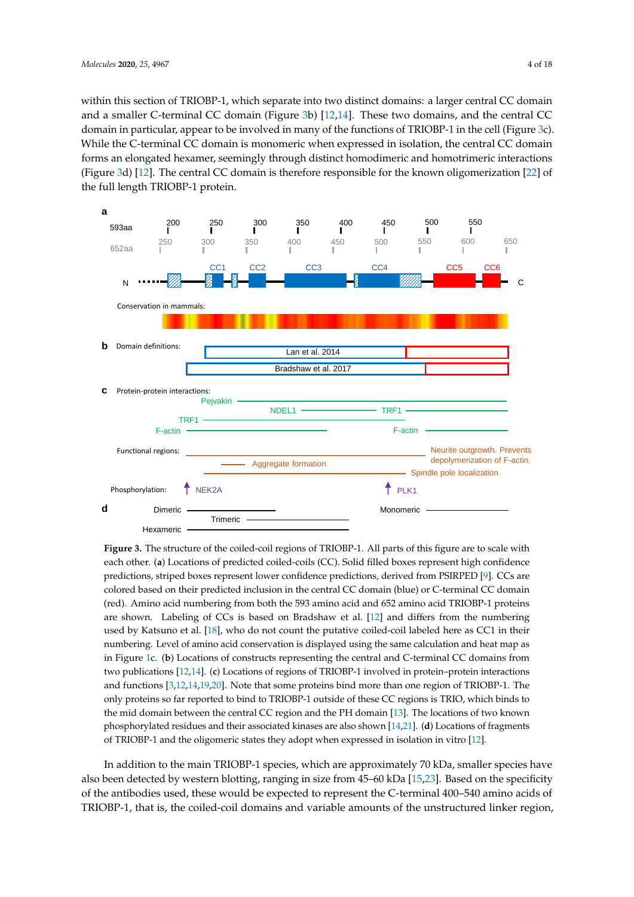within this section of TRIOBP-1, which separate into two distinct domains: a larger central CC domain and a smaller C-terminal CC domain (Figure 3b) [12,14]. These two domains, and the central CC domain in particular, appear to be involved in many of the functions of TRIOBP-1 in the cell (Figure 3c). While the C-terminal CC domain is monomeric when expressed in isolation, the central CC domain forms an elongated hexamer, seemingly through distinct homodimeric and homotrimeric interactions (Figure 3d) [12]. The central CC domain is therefore responsible for the known oligomerization [22] of the full length TRIOBP-1 protein.

a

593aa 200 250 300 350 400 450 500 550

652aa 250 300 350 400 450 500 550 600 650

CC1 CC2 CC3 CC4 CC5 CC6

N C

Conservation in mammals:

b Domain definitions:

Lan et al. 2014

Bradshaw et al. 2017

c Protein-protein interactions:

Pejvakin

NDEL1

TRF1

TRF1

F-actin

F-actin

Functional regions:

Neurite outgrowth. Prevents depolymerization of F-actin.

Aggregate formation

Spindle pole localization

Phosphorylation: NEK2A PLK1

d Dimeric

Trimeric

Hexameric

Monomeric

**Figure 3.** The structure of the coiled-coil regions of TRIOBP-1. All parts of this figure are to scale with each other. (**a**) Locations of predicted coiled-coils (CC). Solid filled boxes represent high confidence predictions, striped boxes represent lower confidence predictions, derived from PSIPRED [9]. CCs are colored based on their predicted inclusion in the central CC domain (blue) or C-terminal CC domain (red). Amino acid numbering from both the 593 amino acid and 652 amino acid TRIOBP-1 proteins are shown. Labeling of CCs is based on Bradshaw et al. [12] and differs from the numbering used by Katsuno et al. [18], who do not count the putative coiled-coil labeled here as CC1 in their numbering. Level of amino acid conservation is displayed using the same calculation and heat map as in Figure 1c. (**b**) Locations of constructs representing the central and C-terminal CC domains from two publications [12,14]. (**c**) Locations of regions of TRIOBP-1 involved in protein–protein interactions and functions [3,12,14,19,20]. Note that some proteins bind more than one region of TRIOBP-1. The only proteins so far reported to bind to TRIOBP-1 outside of these CC regions is TRIO, which binds to the mid domain between the central CC region and the PH domain [13]. The locations of two known phosphorylated residues and their associated kinases are also shown [14,21]. (**d**) Locations of fragments of TRIOBP-1 and the oligomeric states they adopt when expressed in isolation in vitro [12].

In addition to the main TRIOBP-1 species, which are approximately 70 kDa, smaller species have also been detected by western blotting, ranging in size from 45–60 kDa [15,23]. Based on the specificity of the antibodies used, these would be expected to represent the C-terminal 400–540 amino acids of TRIOBP-1, that is, the coiled-coil domains and variable amounts of the unstructured linker region,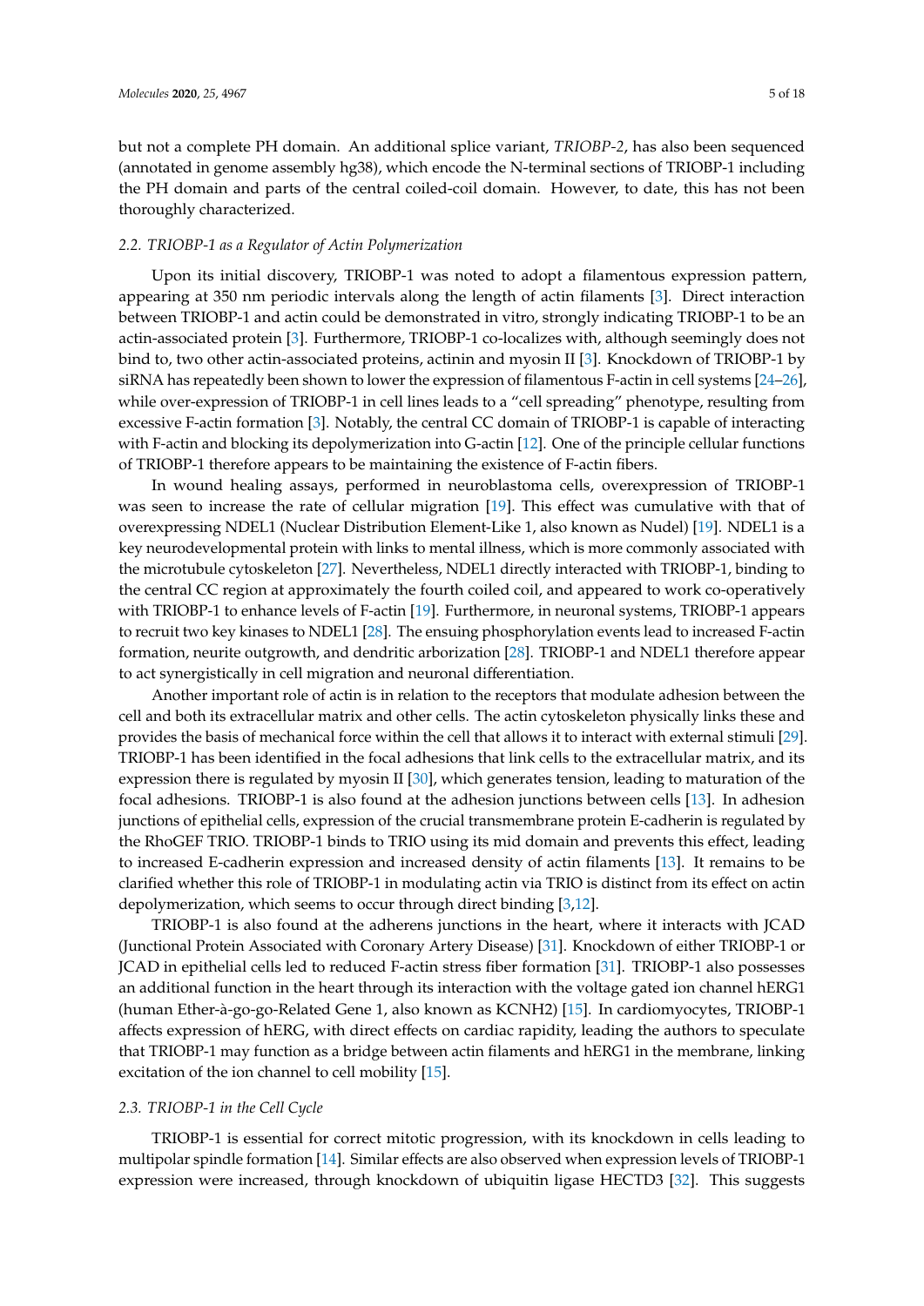but not a complete PH domain. An additional splice variant, *TRIOBP-2*, has also been sequenced (annotated in genome assembly hg38), which encode the N-terminal sections of TRIOBP-1 including the PH domain and parts of the central coiled-coil domain. However, to date, this has not been thoroughly characterized.

### 2.2. TRIOBP-1 as a Regulator of Actin Polymerization

Upon its initial discovery, TRIOBP-1 was noted to adopt a filamentous expression pattern, appearing at 350 nm periodic intervals along the length of actin filaments [3]. Direct interaction between TRIOBP-1 and actin could be demonstrated in vitro, strongly indicating TRIOBP-1 to be an actin-associated protein [3]. Furthermore, TRIOBP-1 co-localizes with, although seemingly does not bind to, two other actin-associated proteins, actinin and myosin II [3]. Knockdown of TRIOBP-1 by siRNA has repeatedly been shown to lower the expression of filamentous F-actin in cell systems [24–26], while over-expression of TRIOBP-1 in cell lines leads to a "cell spreading" phenotype, resulting from excessive F-actin formation [3]. Notably, the central CC domain of TRIOBP-1 is capable of interacting with F-actin and blocking its depolymerization into G-actin [12]. One of the principle cellular functions of TRIOBP-1 therefore appears to be maintaining the existence of F-actin fibers.

In wound healing assays, performed in neuroblastoma cells, overexpression of TRIOBP-1 was seen to increase the rate of cellular migration [19]. This effect was cumulative with that of overexpressing NDEL1 (Nuclear Distribution Element-Like 1, also known as Nudel) [19]. NDEL1 is a key neurodevelopmental protein with links to mental illness, which is more commonly associated with the microtubule cytoskeleton [27]. Nevertheless, NDEL1 directly interacted with TRIOBP-1, binding to the central CC region at approximately the fourth coiled coil, and appeared to work co-operatively with TRIOBP-1 to enhance levels of F-actin [19]. Furthermore, in neuronal systems, TRIOBP-1 appears to recruit two key kinases to NDEL1 [28]. The ensuing phosphorylation events lead to increased F-actin formation, neurite outgrowth, and dendritic arborization [28]. TRIOBP-1 and NDEL1 therefore appear to act synergistically in cell migration and neuronal differentiation.

Another important role of actin is in relation to the receptors that modulate adhesion between the cell and both its extracellular matrix and other cells. The actin cytoskeleton physically links these and provides the basis of mechanical force within the cell that allows it to interact with external stimuli [29]. TRIOBP-1 has been identified in the focal adhesions that link cells to the extracellular matrix, and its expression there is regulated by myosin II [30], which generates tension, leading to maturation of the focal adhesions. TRIOBP-1 is also found at the adhesion junctions between cells [13]. In adhesion junctions of epithelial cells, expression of the crucial transmembrane protein E-cadherin is regulated by the RhoGEF TRIO. TRIOBP-1 binds to TRIO using its mid domain and prevents this effect, leading to increased E-cadherin expression and increased density of actin filaments [13]. It remains to be clarified whether this role of TRIOBP-1 in modulating actin via TRIO is distinct from its effect on actin depolymerization, which seems to occur through direct binding [3,12].

TRIOBP-1 is also found at the adherens junctions in the heart, where it interacts with JCAD (Junctional Protein Associated with Coronary Artery Disease) [31]. Knockdown of either TRIOBP-1 or JCAD in epithelial cells led to reduced F-actin stress fiber formation [31]. TRIOBP-1 also possesses an additional function in the heart through its interaction with the voltage gated ion channel hERG1 (human Ether-à-go-go-Related Gene 1, also known as KCNH2) [15]. In cardiomyocytes, TRIOBP-1 affects expression of hERG, with direct effects on cardiac rapidity, leading the authors to speculate that TRIOBP-1 may function as a bridge between actin filaments and hERG1 in the membrane, linking excitation of the ion channel to cell mobility [15].

### 2.3. TRIOBP-1 in the Cell Cycle

TRIOBP-1 is essential for correct mitotic progression, with its knockdown in cells leading to multipolar spindle formation [14]. Similar effects are also observed when expression levels of TRIOBP-1 expression were increased, through knockdown of ubiquitin ligase HECTD3 [32]. This suggests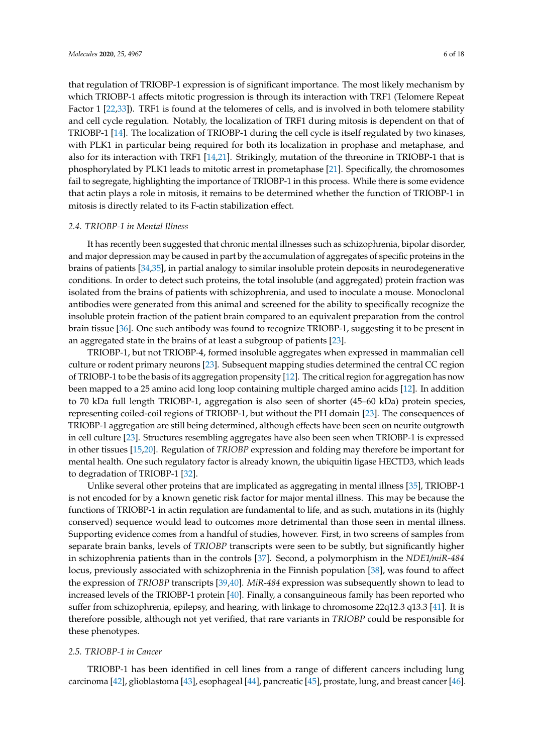that regulation of TRIOBP-1 expression is of significant importance. The most likely mechanism by which TRIOBP-1 affects mitotic progression is through its interaction with TRF1 (Telomere Repeat Factor 1 [22,33]). TRF1 is found at the telomeres of cells, and is involved in both telomere stability and cell cycle regulation. Notably, the localization of TRF1 during mitosis is dependent on that of TRIOBP-1 [14]. The localization of TRIOBP-1 during the cell cycle is itself regulated by two kinases, with PLK1 in particular being required for both its localization in prophase and metaphase, and also for its interaction with TRF1 [14,21]. Strikingly, mutation of the threonine in TRIOBP-1 that is phosphorylated by PLK1 leads to mitotic arrest in prometaphase [21]. Specifically, the chromosomes fail to segregate, highlighting the importance of TRIOBP-1 in this process. While there is some evidence that actin plays a role in mitosis, it remains to be determined whether the function of TRIOBP-1 in mitosis is directly related to its F-actin stabilization effect.

### *2.4. TRIOBP-1 in Mental Illness*

It has recently been suggested that chronic mental illnesses such as schizophrenia, bipolar disorder, and major depression may be caused in part by the accumulation of aggregates of specific proteins in the brains of patients [34,35], in partial analogy to similar insoluble protein deposits in neurodegenerative conditions. In order to detect such proteins, the total insoluble (and aggregated) protein fraction was isolated from the brains of patients with schizophrenia, and used to inoculate a mouse. Monoclonal antibodies were generated from this animal and screened for the ability to specifically recognize the insoluble protein fraction of the patient brain compared to an equivalent preparation from the control brain tissue [36]. One such antibody was found to recognize TRIOBP-1, suggesting it to be present in an aggregated state in the brains of at least a subgroup of patients [23].

TRIOBP-1, but not TRIOBP-4, formed insoluble aggregates when expressed in mammalian cell culture or rodent primary neurons [23]. Subsequent mapping studies determined the central CC region of TRIOBP-1 to be the basis of its aggregation propensity [12]. The critical region for aggregation has now been mapped to a 25 amino acid long loop containing multiple charged amino acids [12]. In addition to 70 kDa full length TRIOBP-1, aggregation is also seen of shorter (45–60 kDa) protein species, representing coiled-coil regions of TRIOBP-1, but without the PH domain [23]. The consequences of TRIOBP-1 aggregation are still being determined, although effects have been seen on neurite outgrowth in cell culture [23]. Structures resembling aggregates have also been seen when TRIOBP-1 is expressed in other tissues [15,20]. Regulation of *TRIOBP* expression and folding may therefore be important for mental health. One such regulatory factor is already known, the ubiquitin ligase HECTD3, which leads to degradation of TRIOBP-1 [32].

Unlike several other proteins that are implicated as aggregating in mental illness [35], TRIOBP-1 is not encoded for by a known genetic risk factor for major mental illness. This may be because the functions of TRIOBP-1 in actin regulation are fundamental to life, and as such, mutations in its (highly conserved) sequence would lead to outcomes more detrimental than those seen in mental illness. Supporting evidence comes from a handful of studies, however. First, in two screens of samples from separate brain banks, levels of *TRIOBP* transcripts were seen to be subtly, but significantly higher in schizophrenia patients than in the controls [37]. Second, a polymorphism in the *NDE1/miR-484* locus, previously associated with schizophrenia in the Finnish population [38], was found to affect the expression of *TRIOBP* transcripts [39,40]. *MiR-484* expression was subsequently shown to lead to increased levels of the TRIOBP-1 protein [40]. Finally, a consanguineous family has been reported who suffer from schizophrenia, epilepsy, and hearing, with linkage to chromosome 22q12.3 q13.3 [41]. It is therefore possible, although not yet verified, that rare variants in *TRIOBP* could be responsible for these phenotypes.

### *2.5. TRIOBP-1 in Cancer*

TRIOBP-1 has been identified in cell lines from a range of different cancers including lung carcinoma [42], glioblastoma [43], esophageal [44], pancreatic [45], prostate, lung, and breast cancer [46].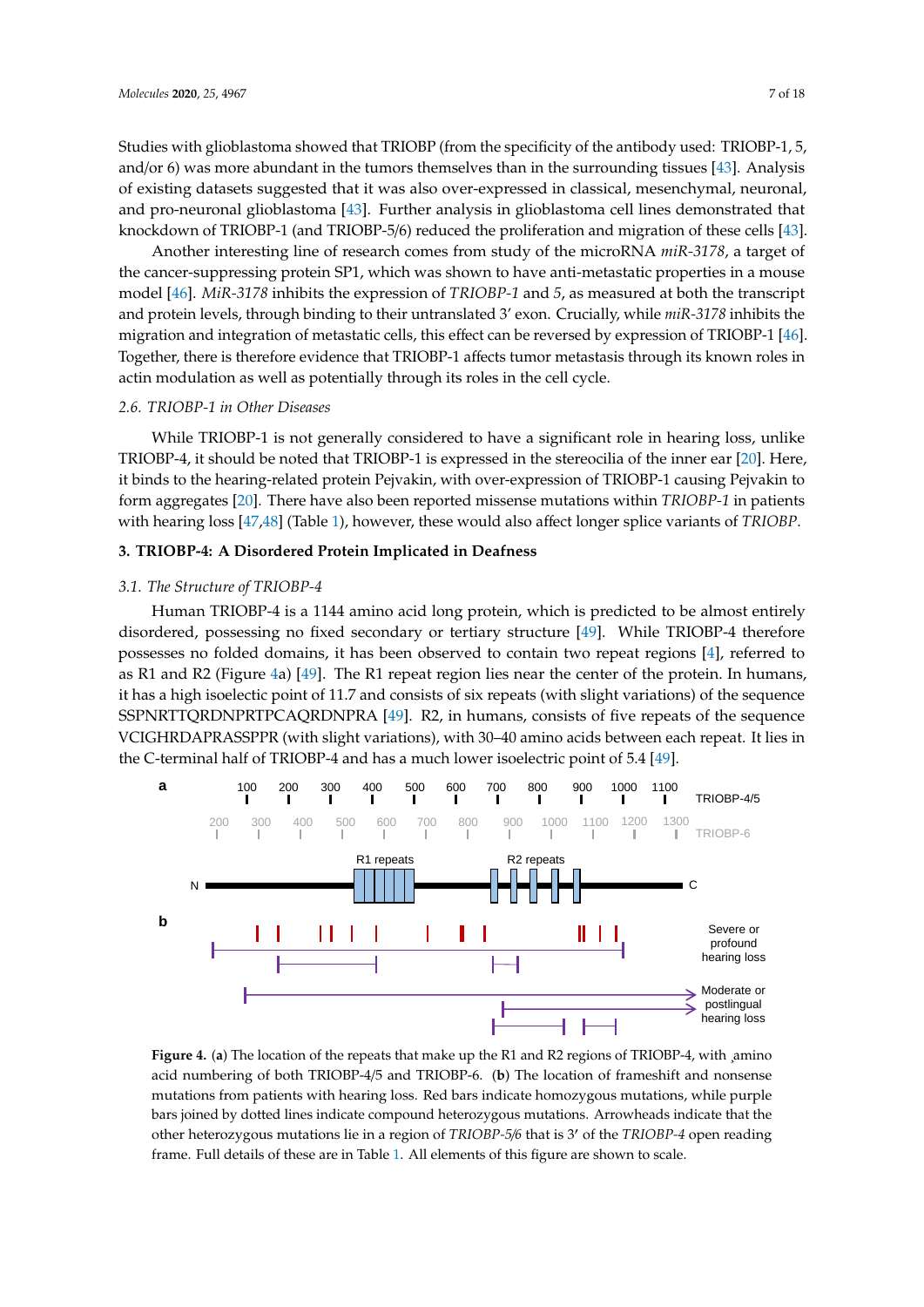Studies with glioblastoma showed that TRIOBP (from the specificity of the antibody used: TRIOBP-1, 5, and/or 6) was more abundant in the tumors themselves than in the surrounding tissues [43]. Analysis of existing datasets suggested that it was also over-expressed in classical, mesenchymal, neuronal, and pro-neuronal glioblastoma [43]. Further analysis in glioblastoma cell lines demonstrated that knockdown of TRIOBP-1 (and TRIOBP-5/6) reduced the proliferation and migration of these cells [43].

Another interesting line of research comes from study of the microRNA *miR-3178*, a target of the cancer-suppressing protein SP1, which was shown to have anti-metastatic properties in a mouse model [46]. *MiR-3178* inhibits the expression of *TRIOBP-1* and *5*, as measured at both the transcript and protein levels, through binding to their untranslated 3′ exon. Crucially, while *miR-3178* inhibits the migration and integration of metastatic cells, this effect can be reversed by expression of TRIOBP-1 [46]. Together, there is therefore evidence that TRIOBP-1 affects tumor metastasis through its known roles in actin modulation as well as potentially through its roles in the cell cycle.

### 2.6. TRIOBP-1 in Other Diseases

While TRIOBP-1 is not generally considered to have a significant role in hearing loss, unlike TRIOBP-4, it should be noted that TRIOBP-1 is expressed in the stereocilia of the inner ear [20]. Here, it binds to the hearing-related protein Pejvakin, with over-expression of TRIOBP-1 causing Pejvakin to form aggregates [20]. There have also been reported missense mutations within *TRIOBP-1* in patients with hearing loss [47,48] (Table 1), however, these would also affect longer splice variants of *TRIOBP*.

## 3. TRIOBP-4: A Disordered Protein Implicated in Deafness

### 3.1. The Structure of TRIOBP-4

Human TRIOBP-4 is a 1144 amino acid long protein, which is predicted to be almost entirely disordered, possessing no fixed secondary or tertiary structure [49]. While TRIOBP-4 therefore possesses no folded domains, it has been observed to contain two repeat regions [4], referred to as R1 and R2 (Figure 4a) [49]. The R1 repeat region lies near the center of the protein. In humans, it has a high isoelectic point of 11.7 and consists of six repeats (with slight variations) of the sequence SSPNRTTQRDNPRTPCAQRDNPRA [49]. R2, in humans, consists of five repeats of the sequence VCIGHRDAPRASSPPR (with slight variations), with 30–40 amino acids between each repeat. It lies in the C-terminal half of TRIOBP-4 and has a much lower isoelectric point of 5.4 [49].

a

100 200 300 400 500 600 700 800 900 1000 1100 TRIOBP-4/5

200 300 400 500 600 700 800 900 1000 1100 1200 1300 TRIOBP-6

R1 repeats

R2 repeats

N

C

b

Severe or profound hearing loss

Moderate or postlingual hearing loss

**Figure 4.** (**a**) The location of the repeats that make up the R1 and R2 regions of TRIOBP-4, with amino acid numbering of both TRIOBP-4/5 and TRIOBP-6. (**b**) The location of frameshift and nonsense mutations from patients with hearing loss. Red bars indicate homozygous mutations, while purple bars joined by dotted lines indicate compound heterozygous mutations. Arrowheads indicate that the other heterozygous mutations lie in a region of *TRIOBP-5/6* that is 3′ of the *TRIOBP-4* open reading frame. Full details of these are in Table 1. All elements of this figure are shown to scale.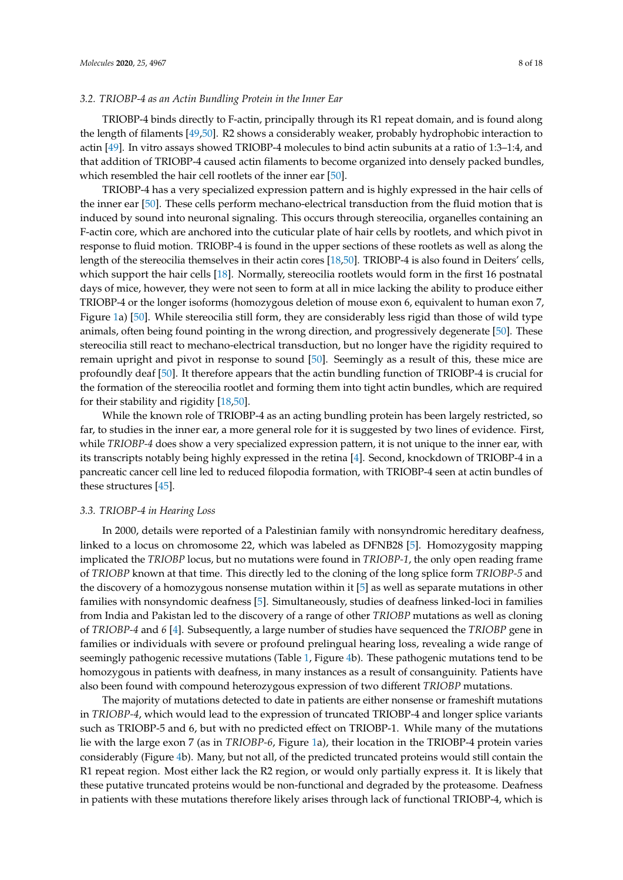### 3.2. TRIOBP-4 as an Actin Bundling Protein in the Inner Ear

TRIOBP-4 binds directly to F-actin, principally through its R1 repeat domain, and is found along the length of filaments [49,50]. R2 shows a considerably weaker, probably hydrophobic interaction to actin [49]. In vitro assays showed TRIOBP-4 molecules to bind actin subunits at a ratio of 1:3–1:4, and that addition of TRIOBP-4 caused actin filaments to become organized into densely packed bundles, which resembled the hair cell rootlets of the inner ear [50].

TRIOBP-4 has a very specialized expression pattern and is highly expressed in the hair cells of the inner ear [50]. These cells perform mechano-electrical transduction from the fluid motion that is induced by sound into neuronal signaling. This occurs through stereocilia, organelles containing an F-actin core, which are anchored into the cuticular plate of hair cells by rootlets, and which pivot in response to fluid motion. TRIOBP-4 is found in the upper sections of these rootlets as well as along the length of the stereocilia themselves in their actin cores [18,50]. TRIOBP-4 is also found in Deiters' cells, which support the hair cells [18]. Normally, stereocilia rootlets would form in the first 16 postnatal days of mice, however, they were not seen to form at all in mice lacking the ability to produce either TRIOBP-4 or the longer isoforms (homozygous deletion of mouse exon 6, equivalent to human exon 7, Figure 1a) [50]. While stereocilia still form, they are considerably less rigid than those of wild type animals, often being found pointing in the wrong direction, and progressively degenerate [50]. These stereocilia still react to mechano-electrical transduction, but no longer have the rigidity required to remain upright and pivot in response to sound [50]. Seemingly as a result of this, these mice are profoundly deaf [50]. It therefore appears that the actin bundling function of TRIOBP-4 is crucial for the formation of the stereocilia rootlet and forming them into tight actin bundles, which are required for their stability and rigidity [18,50].

While the known role of TRIOBP-4 as an acting bundling protein has been largely restricted, so far, to studies in the inner ear, a more general role for it is suggested by two lines of evidence. First, while *TRIOBP-4* does show a very specialized expression pattern, it is not unique to the inner ear, with its transcripts notably being highly expressed in the retina [4]. Second, knockdown of TRIOBP-4 in a pancreatic cancer cell line led to reduced filopodia formation, with TRIOBP-4 seen at actin bundles of these structures [45].

### 3.3. TRIOBP-4 in Hearing Loss

In 2000, details were reported of a Palestinian family with nonsyndromic hereditary deafness, linked to a locus on chromosome 22, which was labeled as DFNB28 [5]. Homozygosity mapping implicated the *TRIOBP* locus, but no mutations were found in *TRIOBP-1*, the only open reading frame of *TRIOBP* known at that time. This directly led to the cloning of the long splice form *TRIOBP-5* and the discovery of a homozygous nonsense mutation within it [5] as well as separate mutations in other families with nonsyndomic deafness [5]. Simultaneously, studies of deafness linked-loci in families from India and Pakistan led to the discovery of a range of other *TRIOBP* mutations as well as cloning of *TRIOBP-4* and *6* [4]. Subsequently, a large number of studies have sequenced the *TRIOBP* gene in families or individuals with severe or profound prelingual hearing loss, revealing a wide range of seemingly pathogenic recessive mutations (Table 1, Figure 4b). These pathogenic mutations tend to be homozygous in patients with deafness, in many instances as a result of consanguinity. Patients have also been found with compound heterozygous expression of two different *TRIOBP* mutations.

The majority of mutations detected to date in patients are either nonsense or frameshift mutations in *TRIOBP-4*, which would lead to the expression of truncated TRIOBP-4 and longer splice variants such as TRIOBP-5 and 6, but with no predicted effect on TRIOBP-1. While many of the mutations lie with the large exon 7 (as in *TRIOBP-6*, Figure 1a), their location in the TRIOBP-4 protein varies considerably (Figure 4b). Many, but not all, of the predicted truncated proteins would still contain the R1 repeat region. Most either lack the R2 region, or would only partially express it. It is likely that these putative truncated proteins would be non-functional and degraded by the proteasome. Deafness in patients with these mutations therefore likely arises through lack of functional TRIOBP-4, which is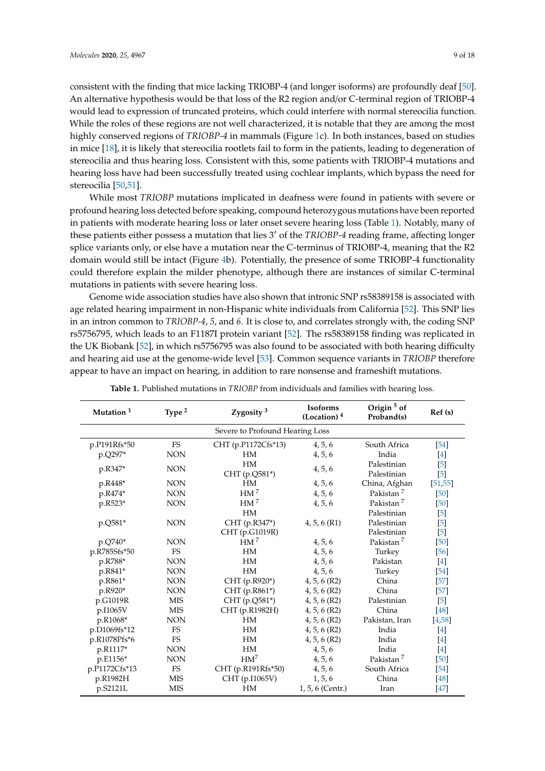consistent with the finding that mice lacking TRIOBP-4 (and longer isoforms) are profoundly deaf [50]. An alternative hypothesis would be that loss of the R2 region and/or C-terminal region of TRIOBP-4 would lead to expression of truncated proteins, which could interfere with normal stereocilia function. While the roles of these regions are not well characterized, it is notable that they are among the most highly conserved regions of *TRIOBP-4* in mammals (Figure 1c). In both instances, based on studies in mice [18], it is likely that stereocilia rootlets fail to form in the patients, leading to degeneration of stereocilia and thus hearing loss. Consistent with this, some patients with TRIOBP-4 mutations and hearing loss have had been successfully treated using cochlear implants, which bypass the need for stereocilia [50,51].

While most *TRIOBP* mutations implicated in deafness were found in patients with severe or profound hearing loss detected before speaking, compound heterozygous mutations have been reported in patients with moderate hearing loss or later onset severe hearing loss (Table 1). Notably, many of these patients either possess a mutation that lies 3′ of the *TRIOBP-4* reading frame, affecting longer splice variants only, or else have a mutation near the C-terminus of TRIOBP-4, meaning that the R2 domain would still be intact (Figure 4b). Potentially, the presence of some TRIOBP-4 functionality could therefore explain the milder phenotype, although there are instances of similar C-terminal mutations in patients with severe hearing loss.

Genome wide association studies have also shown that intronic SNP rs58389158 is associated with age related hearing impairment in non-Hispanic white individuals from California [52]. This SNP lies in an intron common to *TRIOBP-4*, *5*, and *6*. It is close to, and correlates strongly with, the coding SNP rs5756795, which leads to an F1187I protein variant [52]. The rs58389158 finding was replicated in the UK Biobank [52], in which rs5756795 was also found to be associated with both hearing difficulty and hearing aid use at the genome-wide level [53]. Common sequence variants in *TRIOBP* therefore appear to have an impact on hearing, in addition to rare nonsense and frameshift mutations.

**Table 1.** Published mutations in *TRIOBP* from individuals and families with hearing loss.

| Mutation [1] | Type [2] | Zygosity [3] | Isoforms (Location) [4] | Origin [5] of Proband(s) | Ref (s) |
|---|---|---|---|---|---|
| | | Severe to Profound Hearing Loss | | | |
| p.P191Rfs*50 | FS | CHT (p.P1172Cfs*13) | 4, 5, 6 | South Africa | [54] |
| p.Q297* | NON | HM | 4, 5, 6 | India | [4] |
| p.R347* | NON | HM | 4, 5, 6 | Palestinian | [5] |
| | | CHT (p.Q581*) | | Palestinian | [5] |
| p.R448* | NON | HM | 4, 5, 6 | China, Afghan | [51,55] |
| p.R474* | NON | HM [7] | 4, 5, 6 | Pakistan [7] | [50] |
| p.R523* | NON | HM [7] | 4, 5, 6 | Pakistan [7] | [50] |
| p.Q581* | NON | HM | 4, 5, 6 (R1) | Palestinian | [5] |
| | | CHT (p.R347*) | | Palestinian | [5] |
| | | CHT (p.G1019R) | | Palestinian | [5] |
| p.Q740* | NON | HM [7] | 4, 5, 6 | Pakistan [7] | [50] |
| p.R785Sfs*50 | FS | HM | 4, 5, 6 | Turkey | [56] |
| p.R788* | NON | HM | 4, 5, 6 | Pakistan | [4] |
| p.R841* | NON | HM | 4, 5, 6 | Turkey | [54] |
| p.R861* | NON | CHT (p.R920*) | 4, 5, 6 (R2) | China | [57] |
| p.R920* | NON | CHT (p.R861*) | 4, 5, 6 (R2) | China | [57] |
| p.G1019R | MIS | CHT (p.Q581*) | 4, 5, 6 (R2) | Palestinian | [5] |
| p.I1065V | MIS | CHT (p.R1982H) | 4, 5, 6 (R2) | China | [48] |
| p.R1068* | NON | HM | 4, 5, 6 (R2) | Pakistan, Iran | [4,58] |
| p.D1069fs*12 | FS | HM | 4, 5, 6 (R2) | India | [4] |
| p.R1078Pfs*6 | FS | HM | 4, 5, 6 (R2) | India | [4] |
| p.R1117* | NON | HM | 4, 5, 6 | India | [4] |
| p.E1156* | NON | HM [7] | 4, 5, 6 | Pakistan [7] | [50] |
| p.P1172Cfs*13 | FS | CHT (p.R191Rfs*50) | 4, 5, 6 | South Africa | [54] |
| p.R1982H | MIS | CHT (p.I1065V) | 1, 5, 6 | China | [48] |
| p.S2121L | MIS | HM | 1, 5, 6 (Centr.) | Iran | [47] |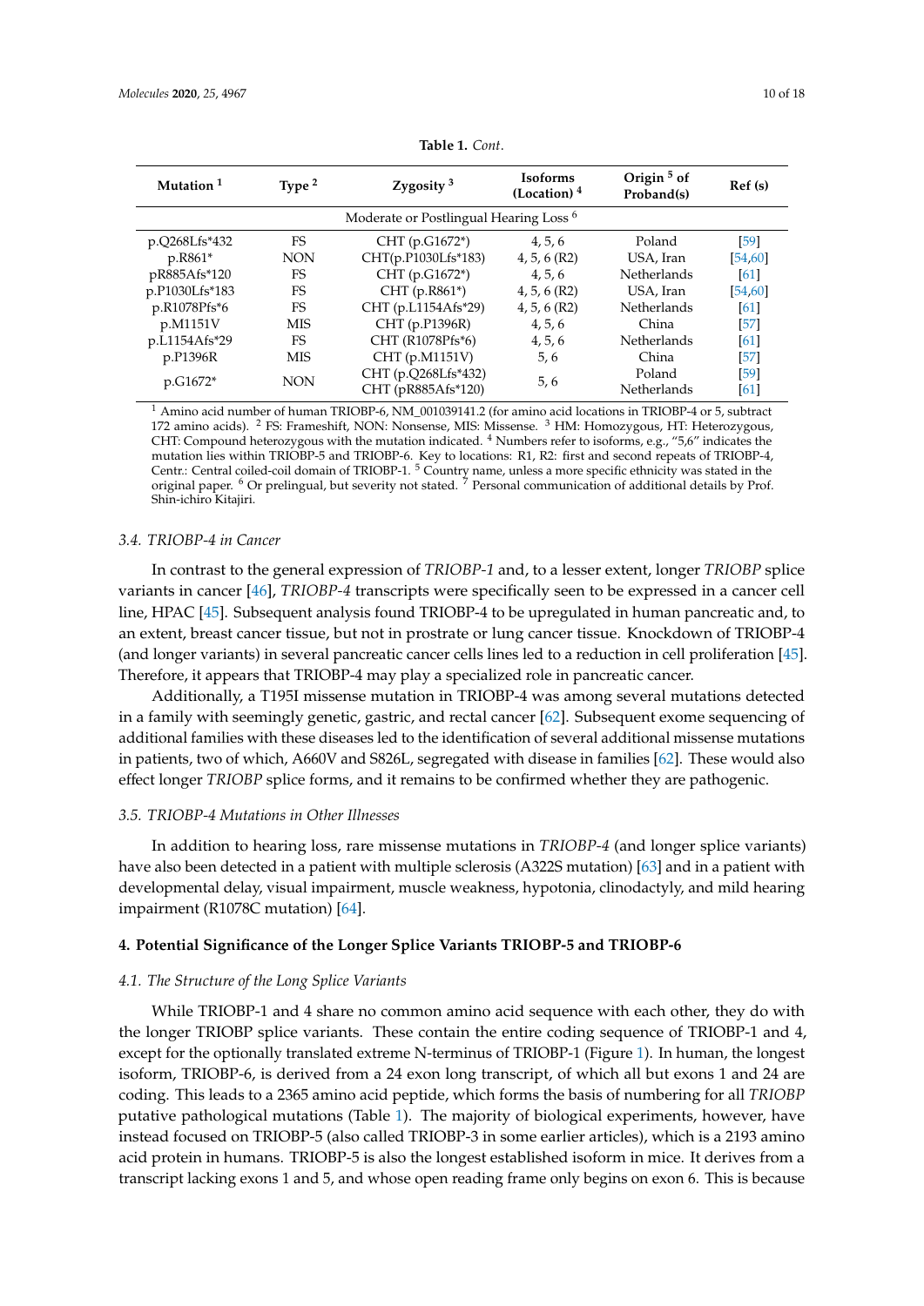**Table 1.** *Cont.*

| Mutation [1] | Type [2] | Zygosity [3] | Isoforms (Location) [4] | Origin [5] of Proband(s) | Ref (s) |
|---|---|---|---|---|---|
| Moderate or Postlingual Hearing Loss [6] | | | | | |
| p.Q268Lfs*432 | FS | CHT (p.G1672*) | 4, 5, 6 | Poland | [59] |
| p.R861* | NON | CHT(p.P1030Lfs*183) | 4, 5, 6 (R2) | USA, Iran | [54,60] |
| pR885Afs*120 | FS | CHT (p.G1672*) | 4, 5, 6 | Netherlands | [61] |
| p.P1030Lfs*183 | FS | CHT (p.R861*) | 4, 5, 6 (R2) | USA, Iran | [54,60] |
| p.R1078Pfs*6 | FS | CHT (p.L1154Afs*29) | 4, 5, 6 (R2) | Netherlands | [61] |
| p.M1151V | MIS | CHT (p.P1396R) | 4, 5, 6 | China | [57] |
| p.L1154Afs*29 | FS | CHT (R1078Pfs*6) | 4, 5, 6 | Netherlands | [61] |
| p.P1396R | MIS | CHT (p.M1151V) | 5, 6 | China | [57] |
| p.G1672* | NON | CHT (p.Q268Lfs*432)<br>CHT (pR885Afs*120) | 5, 6 | Poland<br>Netherlands | [59]<br>[61] |

[1] Amino acid number of human TRIOBP-6, NM_001039141.2 (for amino acid locations in TRIOBP-4 or 5, subtract 172 amino acids). [2] FS: Frameshift, NON: Nonsense, MIS: Missense. [3] HM: Homozygous, HT: Heterozygous, CHT: Compound heterozygous with the mutation indicated. [4] Numbers refer to isoforms, e.g., "5,6" indicates the mutation lies within TRIOBP-5 and TRIOBP-6. Key to locations: R1, R2: first and second repeats of TRIOBP-4, Centr.: Central coiled-coil domain of TRIOBP-1. [5] Country name, unless a more specific ethnicity was stated in the original paper. [6] Or prelingual, but severity not stated. [7] Personal communication of additional details by Prof. Shin-ichiro Kitajiri.

### 3.4. TRIOBP-4 in Cancer

In contrast to the general expression of *TRIOBP-1* and, to a lesser extent, longer *TRIOBP* splice variants in cancer [46], *TRIOBP-4* transcripts were specifically seen to be expressed in a cancer cell line, HPAC [45]. Subsequent analysis found TRIOBP-4 to be upregulated in human pancreatic and, to an extent, breast cancer tissue, but not in prostrate or lung cancer tissue. Knockdown of TRIOBP-4 (and longer variants) in several pancreatic cancer cells lines led to a reduction in cell proliferation [45]. Therefore, it appears that TRIOBP-4 may play a specialized role in pancreatic cancer.

Additionally, a T195I missense mutation in TRIOBP-4 was among several mutations detected in a family with seemingly genetic, gastric, and rectal cancer [62]. Subsequent exome sequencing of additional families with these diseases led to the identification of several additional missense mutations in patients, two of which, A660V and S826L, segregated with disease in families [62]. These would also effect longer *TRIOBP* splice forms, and it remains to be confirmed whether they are pathogenic.

### 3.5. TRIOBP-4 Mutations in Other Illnesses

In addition to hearing loss, rare missense mutations in *TRIOBP-4* (and longer splice variants) have also been detected in a patient with multiple sclerosis (A322S mutation) [63] and in a patient with developmental delay, visual impairment, muscle weakness, hypotonia, clinodactyly, and mild hearing impairment (R1078C mutation) [64].

## 4. Potential Significance of the Longer Splice Variants TRIOBP-5 and TRIOBP-6

### 4.1. The Structure of the Long Splice Variants

While TRIOBP-1 and 4 share no common amino acid sequence with each other, they do with the longer TRIOBP splice variants. These contain the entire coding sequence of TRIOBP-1 and 4, except for the optionally translated extreme N-terminus of TRIOBP-1 (Figure 1). In human, the longest isoform, TRIOBP-6, is derived from a 24 exon long transcript, of which all but exons 1 and 24 are coding. This leads to a 2365 amino acid peptide, which forms the basis of numbering for all *TRIOBP* putative pathological mutations (Table 1). The majority of biological experiments, however, have instead focused on TRIOBP-5 (also called TRIOBP-3 in some earlier articles), which is a 2193 amino acid protein in humans. TRIOBP-5 is also the longest established isoform in mice. It derives from a transcript lacking exons 1 and 5, and whose open reading frame only begins on exon 6. This is because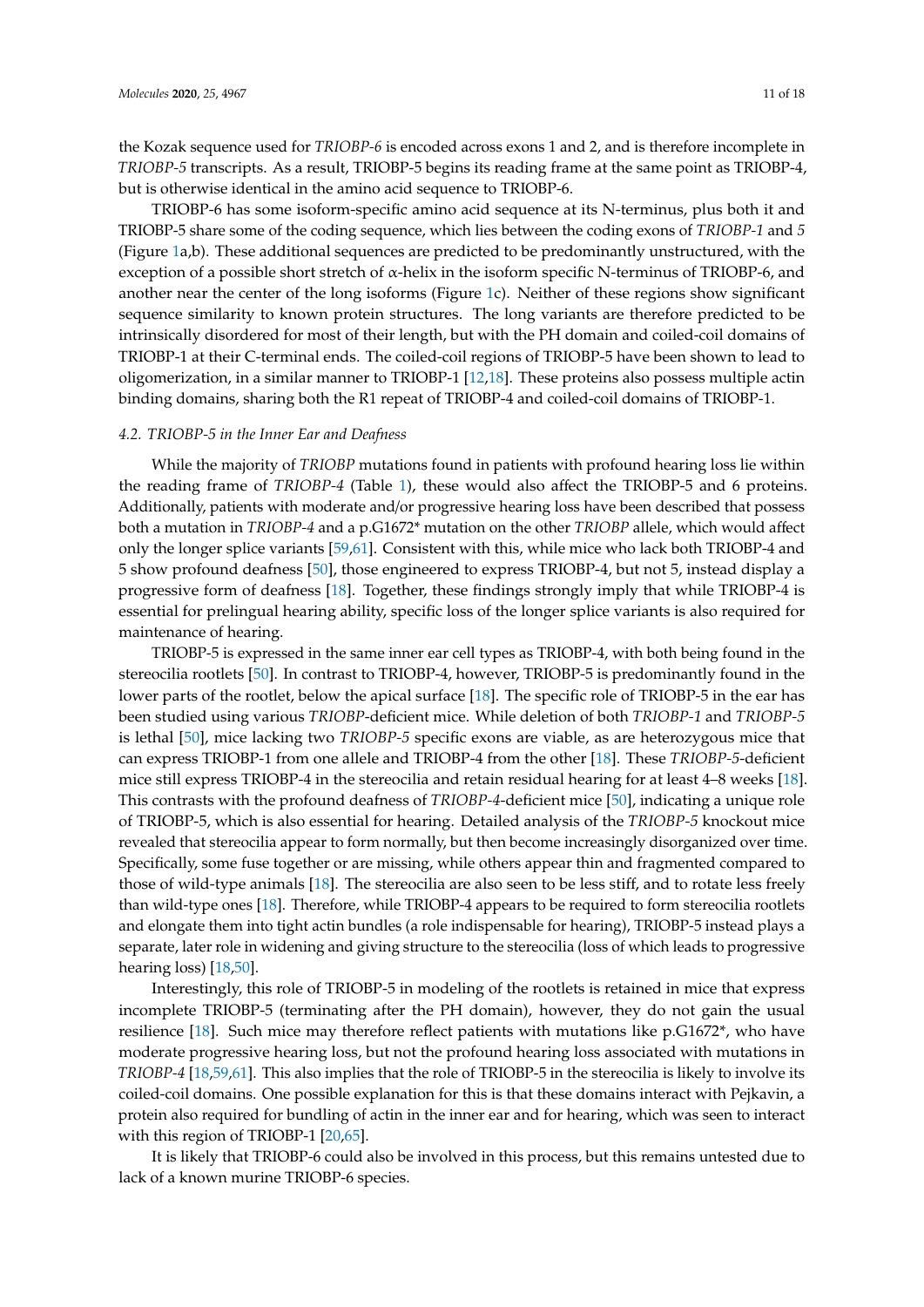the Kozak sequence used for *TRIOBP-6* is encoded across exons 1 and 2, and is therefore incomplete in *TRIOBP-5* transcripts. As a result, TRIOBP-5 begins its reading frame at the same point as TRIOBP-4, but is otherwise identical in the amino acid sequence to TRIOBP-6.

TRIOBP-6 has some isoform-specific amino acid sequence at its N-terminus, plus both it and TRIOBP-5 share some of the coding sequence, which lies between the coding exons of *TRIOBP-1* and *5* (Figure 1a,b). These additional sequences are predicted to be predominantly unstructured, with the exception of a possible short stretch of α-helix in the isoform specific N-terminus of TRIOBP-6, and another near the center of the long isoforms (Figure 1c). Neither of these regions show significant sequence similarity to known protein structures. The long variants are therefore predicted to be intrinsically disordered for most of their length, but with the PH domain and coiled-coil domains of TRIOBP-1 at their C-terminal ends. The coiled-coil regions of TRIOBP-5 have been shown to lead to oligomerization, in a similar manner to TRIOBP-1 [12,18]. These proteins also possess multiple actin binding domains, sharing both the R1 repeat of TRIOBP-4 and coiled-coil domains of TRIOBP-1.

### *4.2. TRIOBP-5 in the Inner Ear and Deafness*

While the majority of *TRIOBP* mutations found in patients with profound hearing loss lie within the reading frame of *TRIOBP-4* (Table 1), these would also affect the TRIOBP-5 and 6 proteins. Additionally, patients with moderate and/or progressive hearing loss have been described that possess both a mutation in *TRIOBP-4* and a p.G1672* mutation on the other *TRIOBP* allele, which would affect only the longer splice variants [59,61]. Consistent with this, while mice who lack both TRIOBP-4 and 5 show profound deafness [50], those engineered to express TRIOBP-4, but not 5, instead display a progressive form of deafness [18]. Together, these findings strongly imply that while TRIOBP-4 is essential for prelingual hearing ability, specific loss of the longer splice variants is also required for maintenance of hearing.

TRIOBP-5 is expressed in the same inner ear cell types as TRIOBP-4, with both being found in the stereocilia rootlets [50]. In contrast to TRIOBP-4, however, TRIOBP-5 is predominantly found in the lower parts of the rootlet, below the apical surface [18]. The specific role of TRIOBP-5 in the ear has been studied using various *TRIOBP*-deficient mice. While deletion of both *TRIOBP-1* and *TRIOBP-5* is lethal [50], mice lacking two *TRIOBP-5* specific exons are viable, as are heterozygous mice that can express TRIOBP-1 from one allele and TRIOBP-4 from the other [18]. These *TRIOBP-5*-deficient mice still express TRIOBP-4 in the stereocilia and retain residual hearing for at least 4–8 weeks [18]. This contrasts with the profound deafness of *TRIOBP-4*-deficient mice [50], indicating a unique role of TRIOBP-5, which is also essential for hearing. Detailed analysis of the *TRIOBP-5* knockout mice revealed that stereocilia appear to form normally, but then become increasingly disorganized over time. Specifically, some fuse together or are missing, while others appear thin and fragmented compared to those of wild-type animals [18]. The stereocilia are also seen to be less stiff, and to rotate less freely than wild-type ones [18]. Therefore, while TRIOBP-4 appears to be required to form stereocilia rootlets and elongate them into tight actin bundles (a role indispensable for hearing), TRIOBP-5 instead plays a separate, later role in widening and giving structure to the stereocilia (loss of which leads to progressive hearing loss) [18,50].

Interestingly, this role of TRIOBP-5 in modeling of the rootlets is retained in mice that express incomplete TRIOBP-5 (terminating after the PH domain), however, they do not gain the usual resilience [18]. Such mice may therefore reflect patients with mutations like p.G1672*, who have moderate progressive hearing loss, but not the profound hearing loss associated with mutations in *TRIOBP-4* [18,59,61]. This also implies that the role of TRIOBP-5 in the stereocilia is likely to involve its coiled-coil domains. One possible explanation for this is that these domains interact with Pejkavin, a protein also required for bundling of actin in the inner ear and for hearing, which was seen to interact with this region of TRIOBP-1 [20,65].

It is likely that TRIOBP-6 could also be involved in this process, but this remains untested due to lack of a known murine TRIOBP-6 species.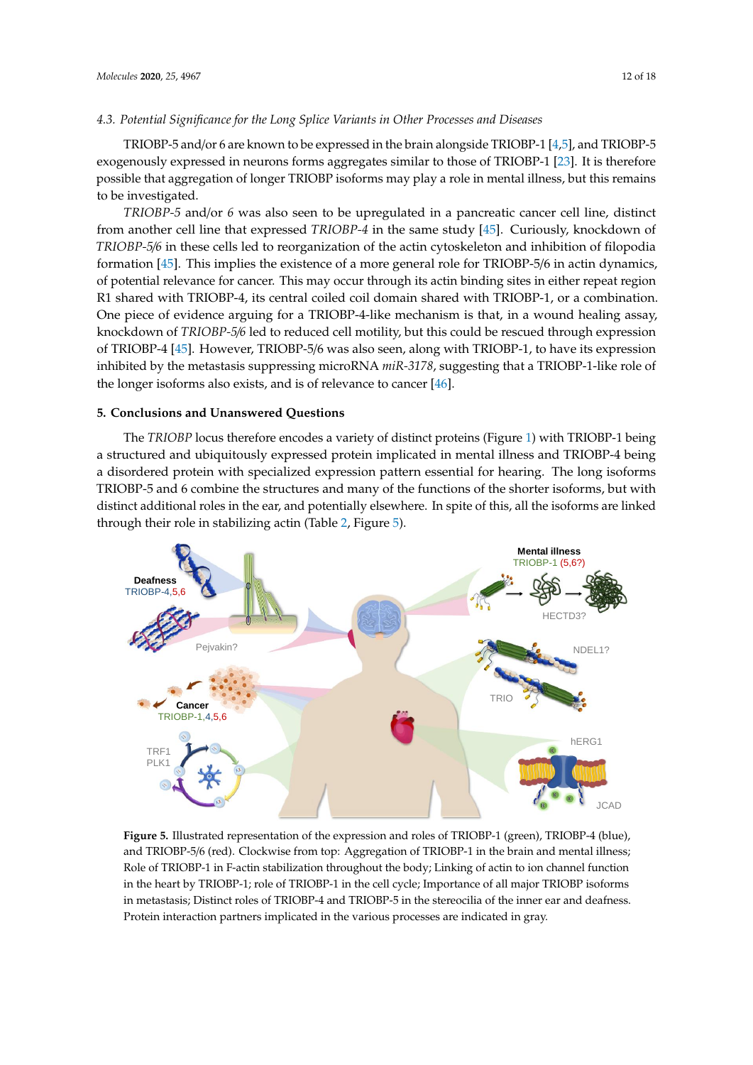### 4.3. Potential Significance for the Long Splice Variants in Other Processes and Diseases

TRIOBP-5 and/or 6 are known to be expressed in the brain alongside TRIOBP-1 [4,5], and TRIOBP-5 exogenously expressed in neurons forms aggregates similar to those of TRIOBP-1 [23]. It is therefore possible that aggregation of longer TRIOBP isoforms may play a role in mental illness, but this remains to be investigated.

*TRIOBP-5* and/or *6* was also seen to be upregulated in a pancreatic cancer cell line, distinct from another cell line that expressed *TRIOBP-4* in the same study [45]. Curiously, knockdown of *TRIOBP-5/6* in these cells led to reorganization of the actin cytoskeleton and inhibition of filopodia formation [45]. This implies the existence of a more general role for TRIOBP-5/6 in actin dynamics, of potential relevance for cancer. This may occur through its actin binding sites in either repeat region R1 shared with TRIOBP-4, its central coiled coil domain shared with TRIOBP-1, or a combination. One piece of evidence arguing for a TRIOBP-4-like mechanism is that, in a wound healing assay, knockdown of *TRIOBP-5/6* led to reduced cell motility, but this could be rescued through expression of TRIOBP-4 [45]. However, TRIOBP-5/6 was also seen, along with TRIOBP-1, to have its expression inhibited by the metastasis suppressing microRNA *miR-3178*, suggesting that a TRIOBP-1-like role of the longer isoforms also exists, and is of relevance to cancer [46].

## 5. Conclusions and Unanswered Questions

The *TRIOBP* locus therefore encodes a variety of distinct proteins (Figure 1) with TRIOBP-1 being a structured and ubiquitously expressed protein implicated in mental illness and TRIOBP-4 being a disordered protein with specialized expression pattern essential for hearing. The long isoforms TRIOBP-5 and 6 combine the structures and many of the functions of the shorter isoforms, but with distinct additional roles in the ear, and potentially elsewhere. In spite of this, all the isoforms are linked through their role in stabilizing actin (Table 2, Figure 5).

Deafness
TRIOBP-4,5,6

Pejvakin?

Mental illness
TRIOBP-1 (5,6?)

HECTD3?

NDEL1?

TRIO

Cancer
TRIOBP-1,4,5,6

TRF1
PLK1

hERG1

JCAD

**Figure 5.** Illustrated representation of the expression and roles of TRIOBP-1 (green), TRIOBP-4 (blue), and TRIOBP-5/6 (red). Clockwise from top: Aggregation of TRIOBP-1 in the brain and mental illness; Role of TRIOBP-1 in F-actin stabilization throughout the body; Linking of actin to ion channel function in the heart by TRIOBP-1; role of TRIOBP-1 in the cell cycle; Importance of all major TRIOBP isoforms in metastasis; Distinct roles of TRIOBP-4 and TRIOBP-5 in the stereocilia of the inner ear and deafness. Protein interaction partners implicated in the various processes are indicated in gray.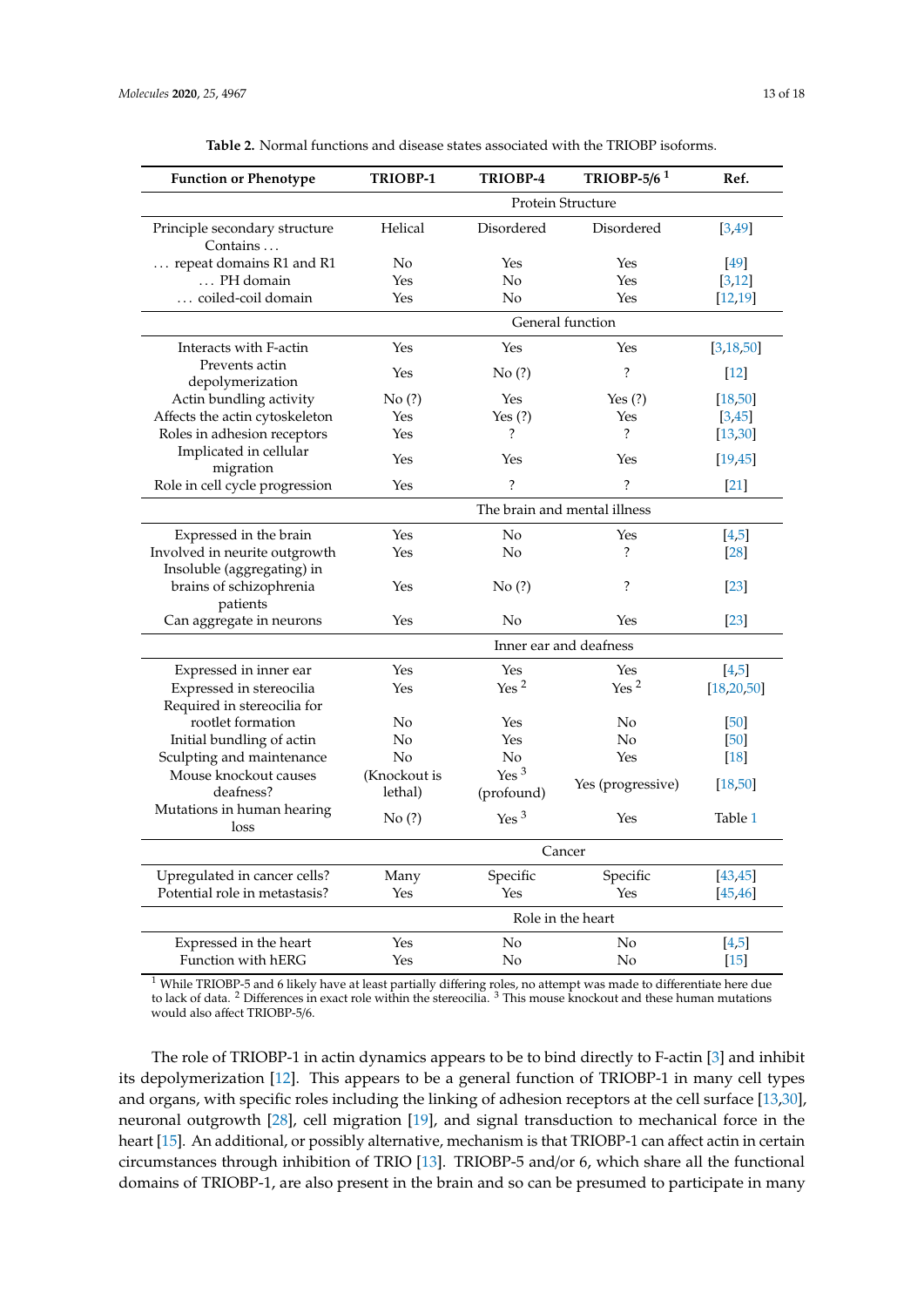**Table 2.** Normal functions and disease states associated with the TRIOBP isoforms.

| Function or Phenotype | TRIOBP-1 | TRIOBP-4 | TRIOBP-5/6 [1] | Ref. |
|---|---|---|---|---|
| | | Protein Structure | | |
| Principle secondary structure | Helical | Disordered | Disordered | [3,49] |
| Contains … | | | | |
| … repeat domains R1 and R1 | No | Yes | Yes | [49] |
| … PH domain | Yes | No | Yes | [3,12] |
| … coiled-coil domain | Yes | No | Yes | [12,19] |
| | | General function | | |
| Interacts with F-actin | Yes | Yes | Yes | [3,18,50] |
| Prevents actin depolymerization | Yes | No (?) | ? | [12] |
| Actin bundling activity | No (?) | Yes | Yes (?) | [18,50] |
| Affects the actin cytoskeleton | Yes | Yes (?) | Yes | [3,45] |
| Roles in adhesion receptors | Yes | ? | ? | [13,30] |
| Implicated in cellular migration | Yes | Yes | Yes | [19,45] |
| Role in cell cycle progression | Yes | ? | ? | [21] |
| | | The brain and mental illness | | |
| Expressed in the brain | Yes | No | Yes | [4,5] |
| Involved in neurite outgrowth | Yes | No | ? | [28] |
| Insoluble (aggregating) in brains of schizophrenia patients | Yes | No (?) | ? | [23] |
| Can aggregate in neurons | Yes | No | Yes | [23] |
| | | Inner ear and deafness | | |
| Expressed in inner ear | Yes | Yes | Yes | [4,5] |
| Expressed in stereocilia | Yes | Yes [2] | Yes [2] | [18,20,50] |
| Required in stereocilia for rootlet formation | No | Yes | No | [50] |
| Initial bundling of actin | No | Yes | No | [50] |
| Sculpting and maintenance | No | No | Yes | [18] |
| Mouse knockout causes deafness? | (Knockout is lethal) | Yes [3] (profound) | Yes (progressive) | [18,50] |
| Mutations in human hearing loss | No (?) | Yes [3] | Yes | Table 1 |
| | | Cancer | | |
| Upregulated in cancer cells? | Many | Specific | Specific | [43,45] |
| Potential role in metastasis? | Yes | Yes | Yes | [45,46] |
| | | Role in the heart | | |
| Expressed in the heart | Yes | No | No | [4,5] |
| Function with hERG | Yes | No | No | [15] |

[1] While TRIOBP-5 and 6 likely have at least partially differing roles, no attempt was made to differentiate here due to lack of data. [2] Differences in exact role within the stereocilia. [3] This mouse knockout and these human mutations would also affect TRIOBP-5/6.

The role of TRIOBP-1 in actin dynamics appears to be to bind directly to F-actin [3] and inhibit its depolymerization [12]. This appears to be a general function of TRIOBP-1 in many cell types and organs, with specific roles including the linking of adhesion receptors at the cell surface [13,30], neuronal outgrowth [28], cell migration [19], and signal transduction to mechanical force in the heart [15]. An additional, or possibly alternative, mechanism is that TRIOBP-1 can affect actin in certain circumstances through inhibition of TRIO [13]. TRIOBP-5 and/or 6, which share all the functional domains of TRIOBP-1, are also present in the brain and so can be presumed to participate in many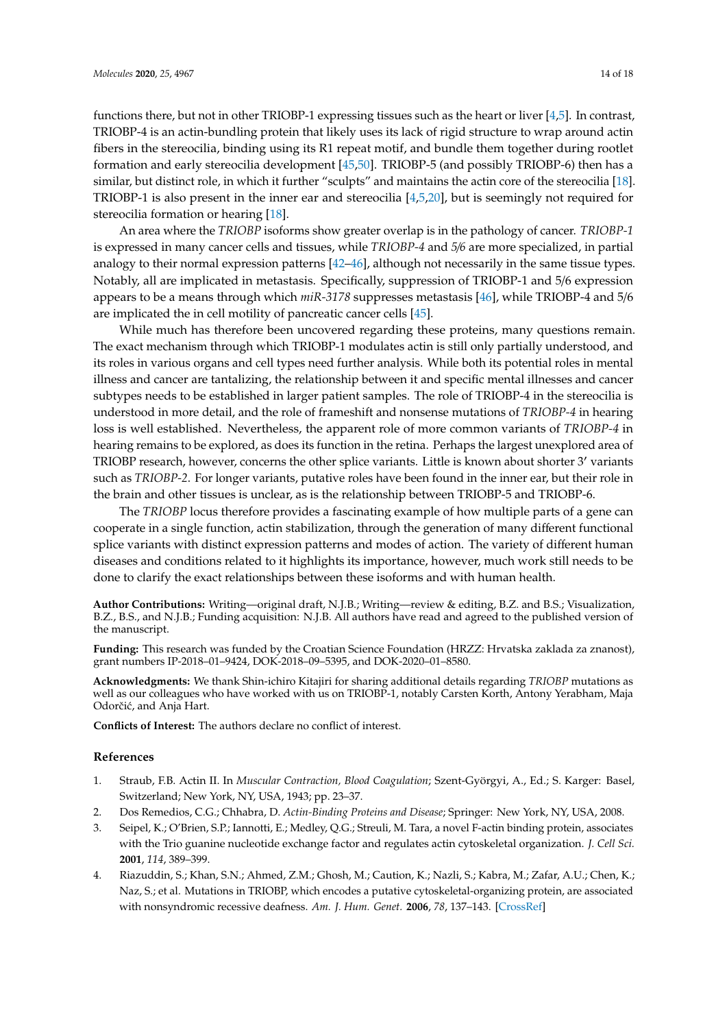functions there, but not in other TRIOBP-1 expressing tissues such as the heart or liver [4,5]. In contrast, TRIOBP-4 is an actin-bundling protein that likely uses its lack of rigid structure to wrap around actin fibers in the stereocilia, binding using its R1 repeat motif, and bundle them together during rootlet formation and early stereocilia development [45,50]. TRIOBP-5 (and possibly TRIOBP-6) then has a similar, but distinct role, in which it further "sculpts" and maintains the actin core of the stereocilia [18]. TRIOBP-1 is also present in the inner ear and stereocilia [4,5,20], but is seemingly not required for stereocilia formation or hearing [18].

An area where the *TRIOBP* isoforms show greater overlap is in the pathology of cancer. *TRIOBP-1* is expressed in many cancer cells and tissues, while *TRIOBP-4* and *5/6* are more specialized, in partial analogy to their normal expression patterns [42–46], although not necessarily in the same tissue types. Notably, all are implicated in metastasis. Specifically, suppression of TRIOBP-1 and 5/6 expression appears to be a means through which *miR-3178* suppresses metastasis [46], while TRIOBP-4 and 5/6 are implicated the in cell motility of pancreatic cancer cells [45].

While much has therefore been uncovered regarding these proteins, many questions remain. The exact mechanism through which TRIOBP-1 modulates actin is still only partially understood, and its roles in various organs and cell types need further analysis. While both its potential roles in mental illness and cancer are tantalizing, the relationship between it and specific mental illnesses and cancer subtypes needs to be established in larger patient samples. The role of TRIOBP-4 in the stereocilia is understood in more detail, and the role of frameshift and nonsense mutations of *TRIOBP-4* in hearing loss is well established. Nevertheless, the apparent role of more common variants of *TRIOBP-4* in hearing remains to be explored, as does its function in the retina. Perhaps the largest unexplored area of TRIOBP research, however, concerns the other splice variants. Little is known about shorter 3′ variants such as *TRIOBP-2*. For longer variants, putative roles have been found in the inner ear, but their role in the brain and other tissues is unclear, as is the relationship between TRIOBP-5 and TRIOBP-6.

The *TRIOBP* locus therefore provides a fascinating example of how multiple parts of a gene can cooperate in a single function, actin stabilization, through the generation of many different functional splice variants with distinct expression patterns and modes of action. The variety of different human diseases and conditions related to it highlights its importance, however, much work still needs to be done to clarify the exact relationships between these isoforms and with human health.

**Author Contributions:** Writing—original draft, N.J.B.; Writing—review & editing, B.Z. and B.S.; Visualization, B.Z., B.S., and N.J.B.; Funding acquisition: N.J.B. All authors have read and agreed to the published version of the manuscript.

**Funding:** This research was funded by the Croatian Science Foundation (HRZZ: Hrvatska zaklada za znanost), grant numbers IP-2018–01–9424, DOK-2018–09–5395, and DOK-2020–01–8580.

**Acknowledgments:** We thank Shin-ichiro Kitajiri for sharing additional details regarding *TRIOBP* mutations as well as our colleagues who have worked with us on TRIOBP-1, notably Carsten Korth, Antony Yerabham, Maja Odorčić, and Anja Hart.

**Conflicts of Interest:** The authors declare no conflict of interest.

## References

1. Straub, F.B. Actin II. In *Muscular Contraction, Blood Coagulation*; Szent-Györgyi, A., Ed.; S. Karger: Basel, Switzerland; New York, NY, USA, 1943; pp. 23–37.
2. Dos Remedios, C.G.; Chhabra, D. *Actin-Binding Proteins and Disease*; Springer: New York, NY, USA, 2008.
3. Seipel, K.; O'Brien, S.P.; Iannotti, E.; Medley, Q.G.; Streuli, M. Tara, a novel F-actin binding protein, associates with the Trio guanine nucleotide exchange factor and regulates actin cytoskeletal organization. *J. Cell Sci.* **2001**, *114*, 389–399.
4. Riazuddin, S.; Khan, S.N.; Ahmed, Z.M.; Ghosh, M.; Caution, K.; Nazli, S.; Kabra, M.; Zafar, A.U.; Chen, K.; Naz, S.; et al. Mutations in TRIOBP, which encodes a putative cytoskeletal-organizing protein, are associated with nonsyndromic recessive deafness. *Am. J. Hum. Genet.* **2006**, *78*, 137–143. [CrossRef]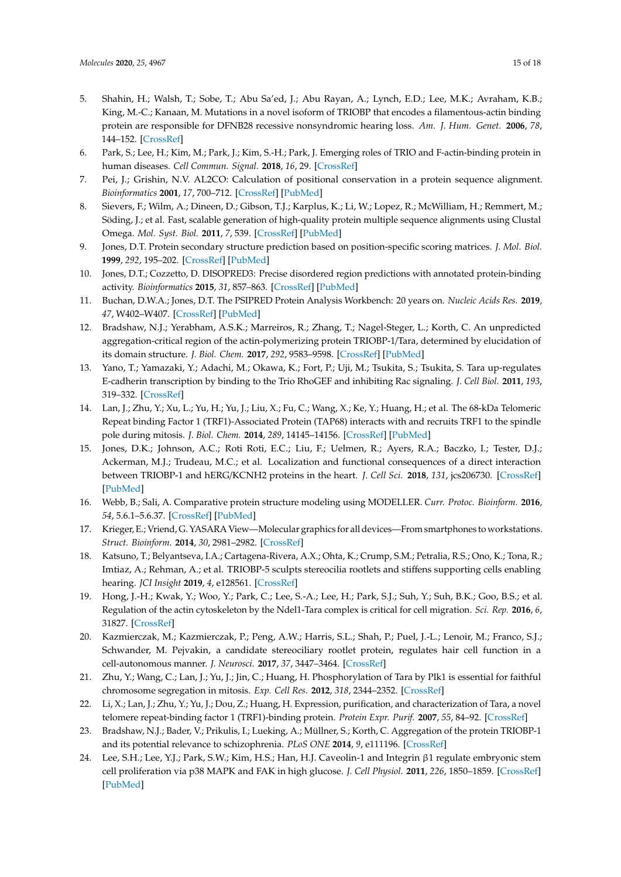5. Shahin, H.; Walsh, T.; Sobe, T.; Abu Sa'ed, J.; Abu Rayan, A.; Lynch, E.D.; Lee, M.K.; Avraham, K.B.; King, M.-C.; Kanaan, M. Mutations in a novel isoform of TRIOBP that encodes a filamentous-actin binding protein are responsible for DFNB28 recessive nonsyndromic hearing loss. *Am. J. Hum. Genet.* **2006**, *78*, 144–152. [CrossRef]
6. Park, S.; Lee, H.; Kim, M.; Park, J.; Kim, S.-H.; Park, J. Emerging roles of TRIO and F-actin-binding protein in human diseases. *Cell Commun. Signal.* **2018**, *16*, 29. [CrossRef]
7. Pei, J.; Grishin, N.V. AL2CO: Calculation of positional conservation in a protein sequence alignment. *Bioinformatics* **2001**, *17*, 700–712. [CrossRef] [PubMed]
8. Sievers, F.; Wilm, A.; Dineen, D.; Gibson, T.J.; Karplus, K.; Li, W.; Lopez, R.; McWilliam, H.; Remmert, M.; Söding, J.; et al. Fast, scalable generation of high-quality protein multiple sequence alignments using Clustal Omega. *Mol. Syst. Biol.* **2011**, *7*, 539. [CrossRef] [PubMed]
9. Jones, D.T. Protein secondary structure prediction based on position-specific scoring matrices. *J. Mol. Biol.* **1999**, *292*, 195–202. [CrossRef] [PubMed]
10. Jones, D.T.; Cozzetto, D. DISOPRED3: Precise disordered region predictions with annotated protein-binding activity. *Bioinformatics* **2015**, *31*, 857–863. [CrossRef] [PubMed]
11. Buchan, D.W.A.; Jones, D.T. The PSIPRED Protein Analysis Workbench: 20 years on. *Nucleic Acids Res.* **2019**, *47*, W402–W407. [CrossRef] [PubMed]
12. Bradshaw, N.J.; Yerabham, A.S.K.; Marreiros, R.; Zhang, T.; Nagel-Steger, L.; Korth, C. An unpredicted aggregation-critical region of the actin-polymerizing protein TRIOBP-1/Tara, determined by elucidation of its domain structure. *J. Biol. Chem.* **2017**, *292*, 9583–9598. [CrossRef] [PubMed]
13. Yano, T.; Yamazaki, Y.; Adachi, M.; Okawa, K.; Fort, P.; Uji, M.; Tsukita, S.; Tsukita, S. Tara up-regulates E-cadherin transcription by binding to the Trio RhoGEF and inhibiting Rac signaling. *J. Cell Biol.* **2011**, *193*, 319–332. [CrossRef]
14. Lan, J.; Zhu, Y.; Xu, L.; Yu, H.; Yu, J.; Liu, X.; Fu, C.; Wang, X.; Ke, Y.; Huang, H.; et al. The 68-kDa Telomeric Repeat binding Factor 1 (TRF1)-Associated Protein (TAP68) interacts with and recruits TRF1 to the spindle pole during mitosis. *J. Biol. Chem.* **2014**, *289*, 14145–14156. [CrossRef] [PubMed]
15. Jones, D.K.; Johnson, A.C.; Roti Roti, E.C.; Liu, F.; Uelmen, R.; Ayers, R.A.; Baczko, I.; Tester, D.J.; Ackerman, M.J.; Trudeau, M.C.; et al. Localization and functional consequences of a direct interaction between TRIOBP-1 and hERG/KCNH2 proteins in the heart. *J. Cell Sci.* **2018**, *131*, jcs206730. [CrossRef] [PubMed]
16. Webb, B.; Sali, A. Comparative protein structure modeling using MODELLER. *Curr. Protoc. Bioinform.* **2016**, *54*, 5.6.1–5.6.37. [CrossRef] [PubMed]
17. Krieger, E.; Vriend, G. YASARA View—Molecular graphics for all devices—From smartphones to workstations. *Struct. Bioinform.* **2014**, *30*, 2981–2982. [CrossRef]
18. Katsuno, T.; Belyantseva, I.A.; Cartagena-Rivera, A.X.; Ohta, K.; Crump, S.M.; Petralia, R.S.; Ono, K.; Tona, R.; Imtiaz, A.; Rehman, A.; et al. TRIOBP-5 sculpts stereocilia rootlets and stiffens supporting cells enabling hearing. *JCI Insight* **2019**, *4*, e128561. [CrossRef]
19. Hong, J.-H.; Kwak, Y.; Woo, Y.; Park, C.; Lee, S.-A.; Lee, H.; Park, S.J.; Suh, Y.; Suh, B.K.; Goo, B.S.; et al. Regulation of the actin cytoskeleton by the Ndel1-Tara complex is critical for cell migration. *Sci. Rep.* **2016**, *6*, 31827. [CrossRef]
20. Kazmierczak, M.; Kazmierczak, P.; Peng, A.W.; Harris, S.L.; Shah, P.; Puel, J.-L.; Lenoir, M.; Franco, S.J.; Schwander, M. Pejvakin, a candidate stereociliary rootlet protein, regulates hair cell function in a cell-autonomous manner. *J. Neurosci.* **2017**, *37*, 3447–3464. [CrossRef]
21. Zhu, Y.; Wang, C.; Lan, J.; Yu, J.; Jin, C.; Huang, H. Phosphorylation of Tara by Plk1 is essential for faithful chromosome segregation in mitosis. *Exp. Cell Res.* **2012**, *318*, 2344–2352. [CrossRef]
22. Li, X.; Lan, J.; Zhu, Y.; Yu, J.; Dou, Z.; Huang, H. Expression, purification, and characterization of Tara, a novel telomere repeat-binding factor 1 (TRF1)-binding protein. *Protein Expr. Purif.* **2007**, *55*, 84–92. [CrossRef]
23. Bradshaw, N.J.; Bader, V.; Prikulis, I.; Lueking, A.; Müllner, S.; Korth, C. Aggregation of the protein TRIOBP-1 and its potential relevance to schizophrenia. *PLoS ONE* **2014**, *9*, e111196. [CrossRef]
24. Lee, S.H.; Lee, Y.J.; Park, S.W.; Kim, H.S.; Han, H.J. Caveolin-1 and Integrin β1 regulate embryonic stem cell proliferation via p38 MAPK and FAK in high glucose. *J. Cell Physiol.* **2011**, *226*, 1850–1859. [CrossRef] [PubMed]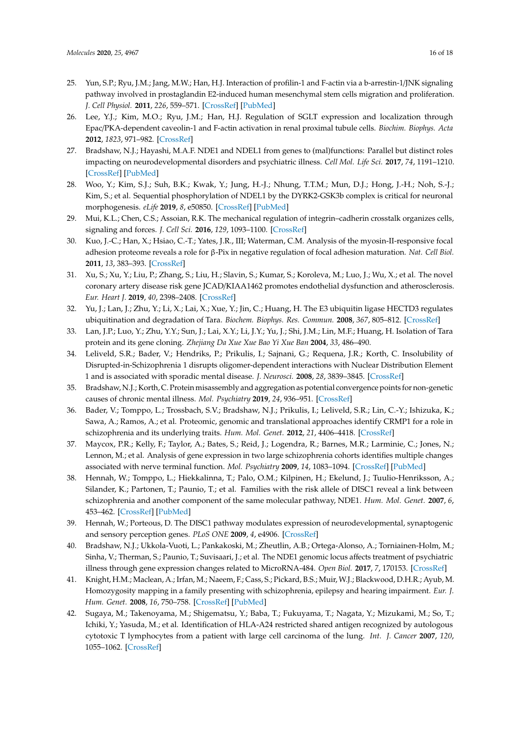25. Yun, S.P.; Ryu, J.M.; Jang, M.W.; Han, H.J. Interaction of profilin-1 and F-actin via a b-arrestin-1/JNK signaling pathway involved in prostaglandin E2-induced human mesenchymal stem cells migration and proliferation. *J. Cell Physiol.* **2011**, *226*, 559–571. [CrossRef] [PubMed]
26. Lee, Y.J.; Kim, M.O.; Ryu, J.M.; Han, H.J. Regulation of SGLT expression and localization through Epac/PKA-dependent caveolin-1 and F-actin activation in renal proximal tubule cells. *Biochim. Biophys. Acta* **2012**, *1823*, 971–982. [CrossRef]
27. Bradshaw, N.J.; Hayashi, M.A.F. NDE1 and NDEL1 from genes to (mal)functions: Parallel but distinct roles impacting on neurodevelopmental disorders and psychiatric illness. *Cell Mol. Life Sci.* **2017**, *74*, 1191–1210. [CrossRef] [PubMed]
28. Woo, Y.; Kim, S.J.; Suh, B.K.; Kwak, Y.; Jung, H.-J.; Nhung, T.T.M.; Mun, D.J.; Hong, J.-H.; Noh, S.-J.; Kim, S.; et al. Sequential phosphorylation of NDEL1 by the DYRK2-GSK3b complex is critical for neuronal morphogenesis. *eLife* **2019**, *8*, e50850. [CrossRef] [PubMed]
29. Mui, K.L.; Chen, C.S.; Assoian, R.K. The mechanical regulation of integrin–cadherin crosstalk organizes cells, signaling and forces. *J. Cell Sci.* **2016**, *129*, 1093–1100. [CrossRef]
30. Kuo, J.-C.; Han, X.; Hsiao, C.-T.; Yates, J.R., III; Waterman, C.M. Analysis of the myosin-II-responsive focal adhesion proteome reveals a role for β-Pix in negative regulation of focal adhesion maturation. *Nat. Cell Biol.* **2011**, *13*, 383–393. [CrossRef]
31. Xu, S.; Xu, Y.; Liu, P.; Zhang, S.; Liu, H.; Slavin, S.; Kumar, S.; Koroleva, M.; Luo, J.; Wu, X.; et al. The novel coronary artery disease risk gene JCAD/KIAA1462 promotes endothelial dysfunction and atherosclerosis. *Eur. Heart J.* **2019**, *40*, 2398–2408. [CrossRef]
32. Yu, J.; Lan, J.; Zhu, Y.; Li, X.; Lai, X.; Xue, Y.; Jin, C.; Huang, H. The E3 ubiquitin ligase HECTD3 regulates ubiquitination and degradation of Tara. *Biochem. Biophys. Res. Commun.* **2008**, *367*, 805–812. [CrossRef]
33. Lan, J.P.; Luo, Y.; Zhu, Y.Y.; Sun, J.; Lai, X.Y.; Li, J.Y.; Yu, J.; Shi, J.M.; Lin, M.F.; Huang, H. Isolation of Tara protein and its gene cloning. *Zhejiang Da Xue Xue Bao Yi Xue Ban* **2004**, *33*, 486–490.
34. Leliveld, S.R.; Bader, V.; Hendriks, P.; Prikulis, I.; Sajnani, G.; Requena, J.R.; Korth, C. Insolubility of Disrupted-in-Schizophrenia 1 disrupts oligomer-dependent interactions with Nuclear Distribution Element 1 and is associated with sporadic mental disease. *J. Neurosci.* **2008**, *28*, 3839–3845. [CrossRef]
35. Bradshaw, N.J.; Korth, C. Protein misassembly and aggregation as potential convergence points for non-genetic causes of chronic mental illness. *Mol. Psychiatry* **2019**, *24*, 936–951. [CrossRef]
36. Bader, V.; Tomppo, L.; Trossbach, S.V.; Bradshaw, N.J.; Prikulis, I.; Leliveld, S.R.; Lin, C.-Y.; Ishizuka, K.; Sawa, A.; Ramos, A.; et al. Proteomic, genomic and translational approaches identify CRMP1 for a role in schizophrenia and its underlying traits. *Hum. Mol. Genet.* **2012**, *21*, 4406–4418. [CrossRef]
37. Maycox, P.R.; Kelly, F.; Taylor, A.; Bates, S.; Reid, J.; Logendra, R.; Barnes, M.R.; Larminie, C.; Jones, N.; Lennon, M.; et al. Analysis of gene expression in two large schizophrenia cohorts identifies multiple changes associated with nerve terminal function. *Mol. Psychiatry* **2009**, *14*, 1083–1094. [CrossRef] [PubMed]
38. Hennah, W.; Tomppo, L.; Hiekkalinna, T.; Palo, O.M.; Kilpinen, H.; Ekelund, J.; Tuulio-Henriksson, A.; Silander, K.; Partonen, T.; Paunio, T.; et al. Families with the risk allele of DISC1 reveal a link between schizophrenia and another component of the same molecular pathway, NDE1. *Hum. Mol. Genet.* **2007**, *6*, 453–462. [CrossRef] [PubMed]
39. Hennah, W.; Porteous, D. The DISC1 pathway modulates expression of neurodevelopmental, synaptogenic and sensory perception genes. *PLoS ONE* **2009**, *4*, e4906. [CrossRef]
40. Bradshaw, N.J.; Ukkola-Vuoti, L.; Pankakoski, M.; Zheutlin, A.B.; Ortega-Alonso, A.; Torniainen-Holm, M.; Sinha, V.; Therman, S.; Paunio, T.; Suvisaari, J.; et al. The NDE1 genomic locus affects treatment of psychiatric illness through gene expression changes related to MicroRNA-484. *Open Biol.* **2017**, *7*, 170153. [CrossRef]
41. Knight, H.M.; Maclean, A.; Irfan, M.; Naeem, F.; Cass, S.; Pickard, B.S.; Muir, W.J.; Blackwood, D.H.R.; Ayub, M. Homozygosity mapping in a family presenting with schizophrenia, epilepsy and hearing impairment. *Eur. J. Hum. Genet.* **2008**, *16*, 750–758. [CrossRef] [PubMed]
42. Sugaya, M.; Takenoyama, M.; Shigematsu, Y.; Baba, T.; Fukuyama, T.; Nagata, Y.; Mizukami, M.; So, T.; Ichiki, Y.; Yasuda, M.; et al. Identification of HLA-A24 restricted shared antigen recognized by autologous cytotoxic T lymphocytes from a patient with large cell carcinoma of the lung. *Int. J. Cancer* **2007**, *120*, 1055–1062. [CrossRef]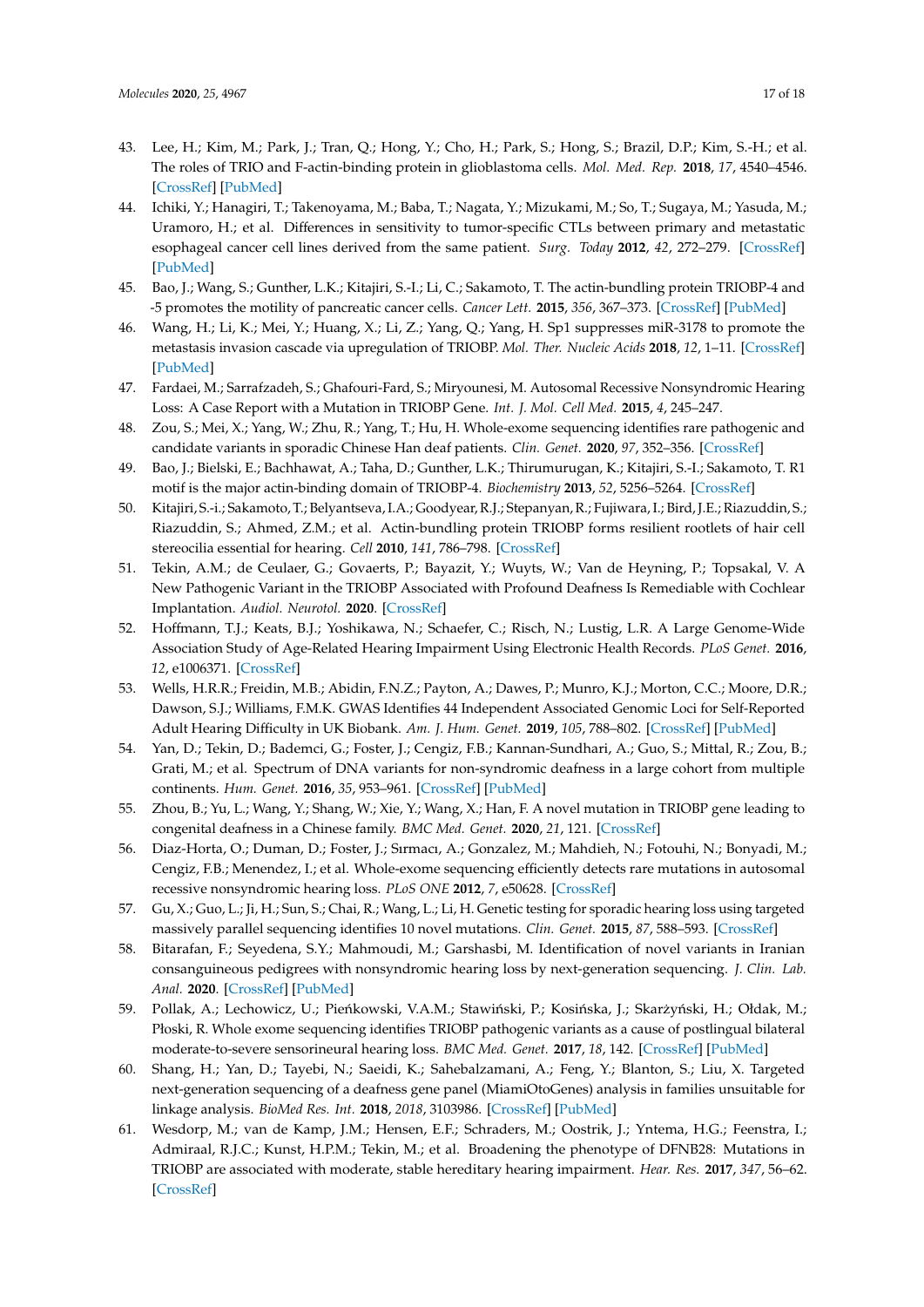43. Lee, H.; Kim, M.; Park, J.; Tran, Q.; Hong, Y.; Cho, H.; Park, S.; Hong, S.; Brazil, D.P.; Kim, S.-H.; et al. The roles of TRIO and F-actin-binding protein in glioblastoma cells. *Mol. Med. Rep.* **2018**, *17*, 4540–4546. [CrossRef] [PubMed]
44. Ichiki, Y.; Hanagiri, T.; Takenoyama, M.; Baba, T.; Nagata, Y.; Mizukami, M.; So, T.; Sugaya, M.; Yasuda, M.; Uramoro, H.; et al. Differences in sensitivity to tumor-specific CTLs between primary and metastatic esophageal cancer cell lines derived from the same patient. *Surg. Today* **2012**, *42*, 272–279. [CrossRef] [PubMed]
45. Bao, J.; Wang, S.; Gunther, L.K.; Kitajiri, S.-I.; Li, C.; Sakamoto, T. The actin-bundling protein TRIOBP-4 and -5 promotes the motility of pancreatic cancer cells. *Cancer Lett.* **2015**, *356*, 367–373. [CrossRef] [PubMed]
46. Wang, H.; Li, K.; Mei, Y.; Huang, X.; Li, Z.; Yang, Q.; Yang, H. Sp1 suppresses miR-3178 to promote the metastasis invasion cascade via upregulation of TRIOBP. *Mol. Ther. Nucleic Acids* **2018**, *12*, 1–11. [CrossRef] [PubMed]
47. Fardaei, M.; Sarrafzadeh, S.; Ghafouri-Fard, S.; Miryounesi, M. Autosomal Recessive Nonsyndromic Hearing Loss: A Case Report with a Mutation in TRIOBP Gene. *Int. J. Mol. Cell Med.* **2015**, *4*, 245–247.
48. Zou, S.; Mei, X.; Yang, W.; Zhu, R.; Yang, T.; Hu, H. Whole-exome sequencing identifies rare pathogenic and candidate variants in sporadic Chinese Han deaf patients. *Clin. Genet.* **2020**, *97*, 352–356. [CrossRef]
49. Bao, J.; Bielski, E.; Bachhawat, A.; Taha, D.; Gunther, L.K.; Thirumurugan, K.; Kitajiri, S.-I.; Sakamoto, T. R1 motif is the major actin-binding domain of TRIOBP-4. *Biochemistry* **2013**, *52*, 5256–5264. [CrossRef]
50. Kitajiri, S.-i.; Sakamoto, T.; Belyantseva, I.A.; Goodyear, R.J.; Stepanyan, R.; Fujiwara, I.; Bird, J.E.; Riazuddin, S.; Riazuddin, S.; Ahmed, Z.M.; et al. Actin-bundling protein TRIOBP forms resilient rootlets of hair cell stereocilia essential for hearing. *Cell* **2010**, *141*, 786–798. [CrossRef]
51. Tekin, A.M.; de Ceulaer, G.; Govaerts, P.; Bayazit, Y.; Wuyts, W.; Van de Heyning, P.; Topsakal, V. A New Pathogenic Variant in the TRIOBP Associated with Profound Deafness Is Remediable with Cochlear Implantation. *Audiol. Neurotol.* **2020**. [CrossRef]
52. Hoffmann, T.J.; Keats, B.J.; Yoshikawa, N.; Schaefer, C.; Risch, N.; Lustig, L.R. A Large Genome-Wide Association Study of Age-Related Hearing Impairment Using Electronic Health Records. *PLoS Genet.* **2016**, *12*, e1006371. [CrossRef]
53. Wells, H.R.R.; Freidin, M.B.; Abidin, F.N.Z.; Payton, A.; Dawes, P.; Munro, K.J.; Morton, C.C.; Moore, D.R.; Dawson, S.J.; Williams, F.M.K. GWAS Identifies 44 Independent Associated Genomic Loci for Self-Reported Adult Hearing Difficulty in UK Biobank. *Am. J. Hum. Genet.* **2019**, *105*, 788–802. [CrossRef] [PubMed]
54. Yan, D.; Tekin, D.; Bademci, G.; Foster, J.; Cengiz, F.B.; Kannan-Sundhari, A.; Guo, S.; Mittal, R.; Zou, B.; Grati, M.; et al. Spectrum of DNA variants for non-syndromic deafness in a large cohort from multiple continents. *Hum. Genet.* **2016**, *35*, 953–961. [CrossRef] [PubMed]
55. Zhou, B.; Yu, L.; Wang, Y.; Shang, W.; Xie, Y.; Wang, X.; Han, F. A novel mutation in TRIOBP gene leading to congenital deafness in a Chinese family. *BMC Med. Genet.* **2020**, *21*, 121. [CrossRef]
56. Diaz-Horta, O.; Duman, D.; Foster, J.; Sırmacı, A.; Gonzalez, M.; Mahdieh, N.; Fotouhi, N.; Bonyadi, M.; Cengiz, F.B.; Menendez, I.; et al. Whole-exome sequencing efficiently detects rare mutations in autosomal recessive nonsyndromic hearing loss. *PLoS ONE* **2012**, *7*, e50628. [CrossRef]
57. Gu, X.; Guo, L.; Ji, H.; Sun, S.; Chai, R.; Wang, L.; Li, H. Genetic testing for sporadic hearing loss using targeted massively parallel sequencing identifies 10 novel mutations. *Clin. Genet.* **2015**, *87*, 588–593. [CrossRef]
58. Bitarafan, F.; Seyedena, S.Y.; Mahmoudi, M.; Garshasbi, M. Identification of novel variants in Iranian consanguineous pedigrees with nonsyndromic hearing loss by next-generation sequencing. *J. Clin. Lab. Anal.* **2020**. [CrossRef] [PubMed]
59. Pollak, A.; Lechowicz, U.; Pieńkowski, V.A.M.; Stawiński, P.; Kosińska, J.; Skarżyński, H.; Ołdak, M.; Płoski, R. Whole exome sequencing identifies TRIOBP pathogenic variants as a cause of postlingual bilateral moderate-to-severe sensorineural hearing loss. *BMC Med. Genet.* **2017**, *18*, 142. [CrossRef] [PubMed]
60. Shang, H.; Yan, D.; Tayebi, N.; Saeidi, K.; Sahebalzamani, A.; Feng, Y.; Blanton, S.; Liu, X. Targeted next-generation sequencing of a deafness gene panel (MiamiOtoGenes) analysis in families unsuitable for linkage analysis. *BioMed Res. Int.* **2018**, *2018*, 3103986. [CrossRef] [PubMed]
61. Wesdorp, M.; van de Kamp, J.M.; Hensen, E.F.; Schraders, M.; Oostrik, J.; Yntema, H.G.; Feenstra, I.; Admiraal, R.J.C.; Kunst, H.P.M.; Tekin, M.; et al. Broadening the phenotype of DFNB28: Mutations in TRIOBP are associated with moderate, stable hereditary hearing impairment. *Hear. Res.* **2017**, *347*, 56–62. [CrossRef]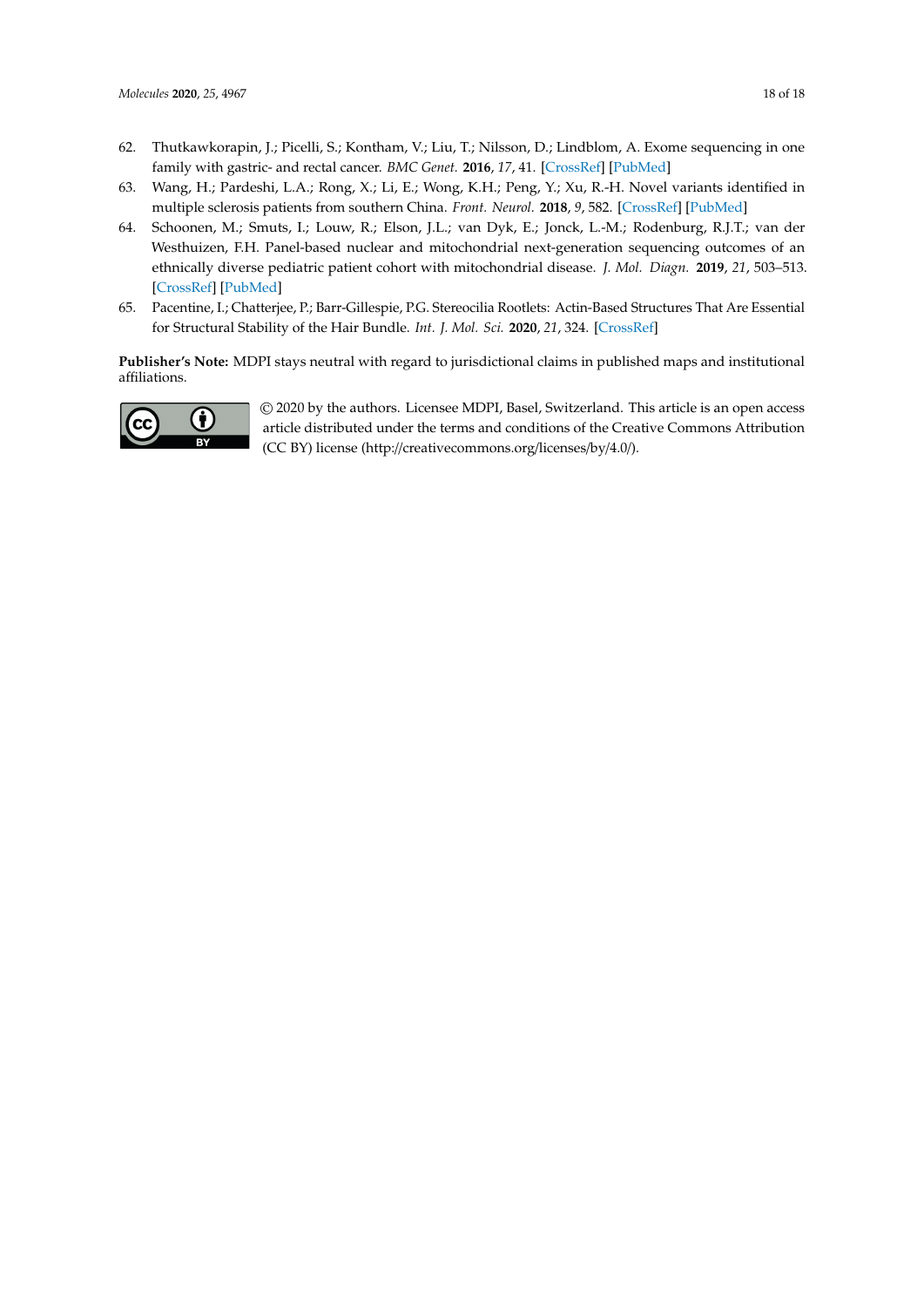62. Thutkawkorapin, J.; Picelli, S.; Kontham, V.; Liu, T.; Nilsson, D.; Lindblom, A. Exome sequencing in one family with gastric- and rectal cancer. *BMC Genet.* **2016**, *17*, 41. [CrossRef] [PubMed]
63. Wang, H.; Pardeshi, L.A.; Rong, X.; Li, E.; Wong, K.H.; Peng, Y.; Xu, R.-H. Novel variants identified in multiple sclerosis patients from southern China. *Front. Neurol.* **2018**, *9*, 582. [CrossRef] [PubMed]
64. Schoonen, M.; Smuts, I.; Louw, R.; Elson, J.L.; van Dyk, E.; Jonck, L.-M.; Rodenburg, R.J.T.; van der Westhuizen, F.H. Panel-based nuclear and mitochondrial next-generation sequencing outcomes of an ethnically diverse pediatric patient cohort with mitochondrial disease. *J. Mol. Diagn.* **2019**, *21*, 503–513. [CrossRef] [PubMed]
65. Pacentine, I.; Chatterjee, P.; Barr-Gillespie, P.G. Stereocilia Rootlets: Actin-Based Structures That Are Essential for Structural Stability of the Hair Bundle. *Int. J. Mol. Sci.* **2020**, *21*, 324. [CrossRef]

**Publisher's Note:** MDPI stays neutral with regard to jurisdictional claims in published maps and institutional affiliations.

© 2020 by the authors. Licensee MDPI, Basel, Switzerland. This article is an open access article distributed under the terms and conditions of the Creative Commons Attribution (CC BY) license (http://creativecommons.org/licenses/by/4.0/).